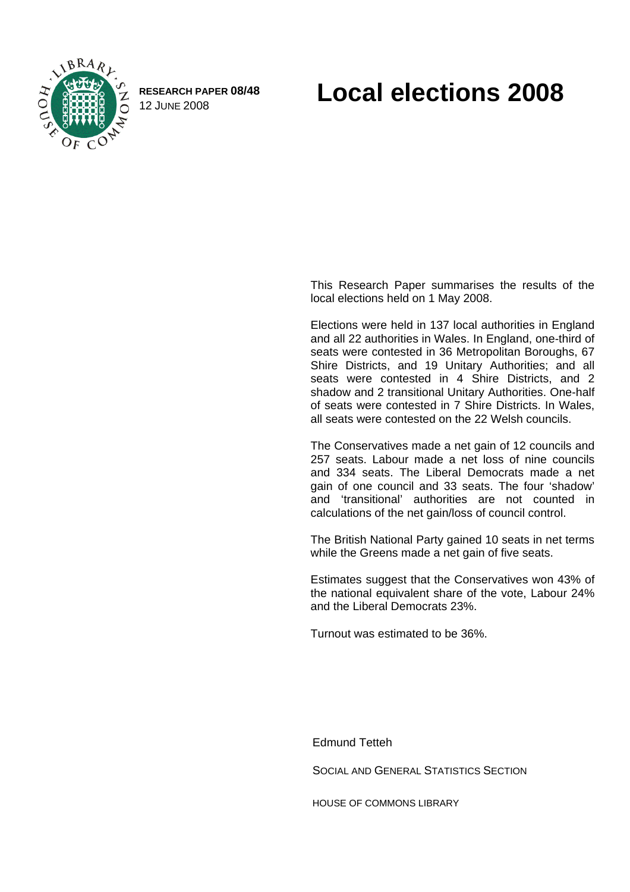RESEARCH PAPER **08/48**
12 JUNE 2008

# Local elections 2008

This Research Paper summarises the results of the local elections held on 1 May 2008.

Elections were held in 137 local authorities in England and all 22 authorities in Wales. In England, one-third of seats were contested in 36 Metropolitan Boroughs, 67 Shire Districts, and 19 Unitary Authorities; and all seats were contested in 4 Shire Districts, and 2 shadow and 2 transitional Unitary Authorities. One-half of seats were contested in 7 Shire Districts. In Wales, all seats were contested on the 22 Welsh councils.

The Conservatives made a net gain of 12 councils and 257 seats. Labour made a net loss of nine councils and 334 seats. The Liberal Democrats made a net gain of one council and 33 seats. The four 'shadow' and 'transitional' authorities are not counted in calculations of the net gain/loss of council control.

The British National Party gained 10 seats in net terms while the Greens made a net gain of five seats.

Estimates suggest that the Conservatives won 43% of the national equivalent share of the vote, Labour 24% and the Liberal Democrats 23%.

Turnout was estimated to be 36%.

Edmund Tetteh

SOCIAL AND GENERAL STATISTICS SECTION

HOUSE OF COMMONS LIBRARY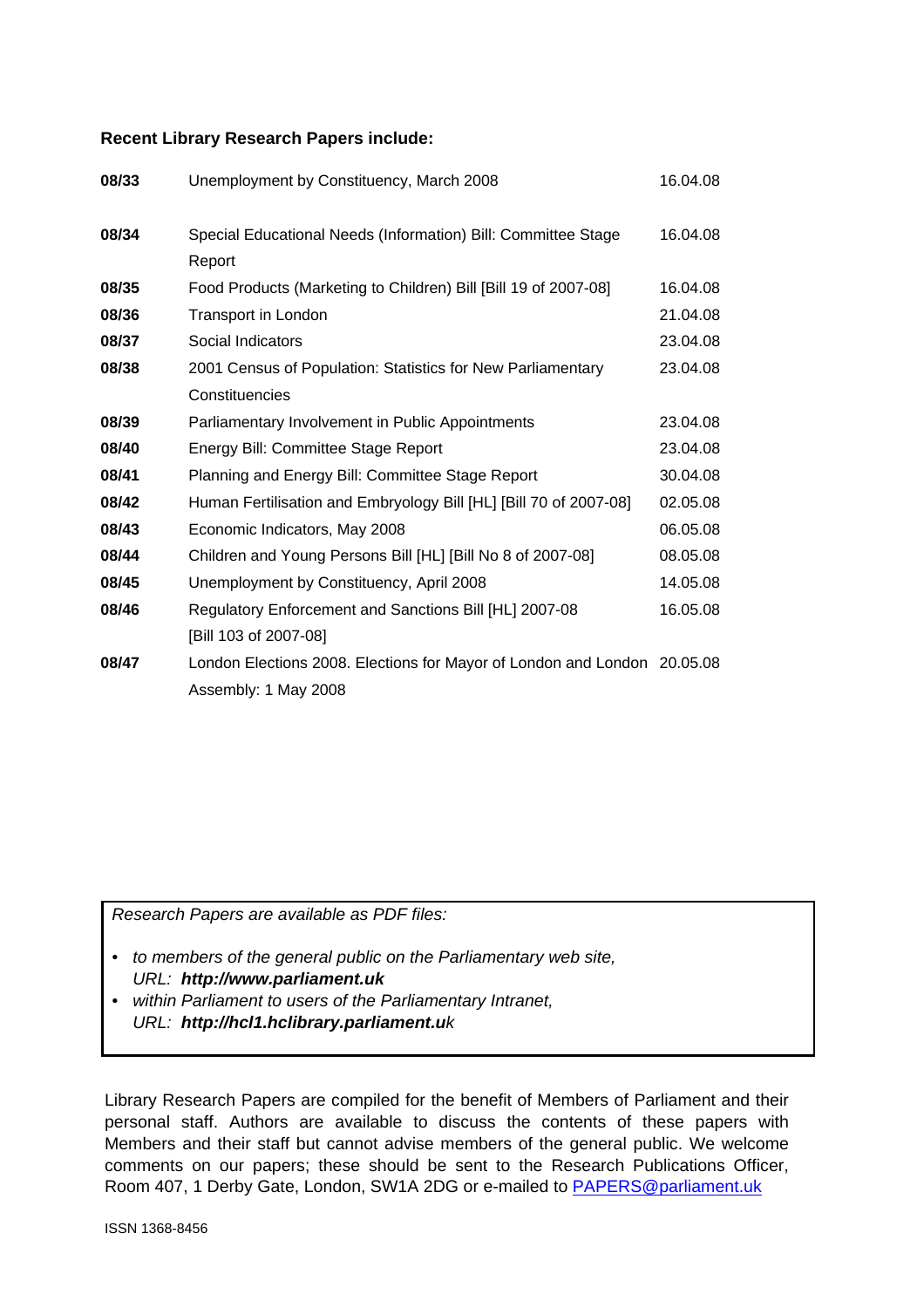**Recent Library Research Papers include:**

| | | |
|---|---|---|
| **08/33** | Unemployment by Constituency, March 2008 | 16.04.08 |
| **08/34** | Special Educational Needs (Information) Bill: Committee Stage Report | 16.04.08 |
| **08/35** | Food Products (Marketing to Children) Bill [Bill 19 of 2007-08] | 16.04.08 |
| **08/36** | Transport in London | 21.04.08 |
| **08/37** | Social Indicators | 23.04.08 |
| **08/38** | 2001 Census of Population: Statistics for New Parliamentary Constituencies | 23.04.08 |
| **08/39** | Parliamentary Involvement in Public Appointments | 23.04.08 |
| **08/40** | Energy Bill: Committee Stage Report | 23.04.08 |
| **08/41** | Planning and Energy Bill: Committee Stage Report | 30.04.08 |
| **08/42** | Human Fertilisation and Embryology Bill [HL] [Bill 70 of 2007-08] | 02.05.08 |
| **08/43** | Economic Indicators, May 2008 | 06.05.08 |
| **08/44** | Children and Young Persons Bill [HL] [Bill No 8 of 2007-08] | 08.05.08 |
| **08/45** | Unemployment by Constituency, April 2008 | 14.05.08 |
| **08/46** | Regulatory Enforcement and Sanctions Bill [HL] 2007-08 [Bill 103 of 2007-08] | 16.05.08 |
| **08/47** | London Elections 2008. Elections for Mayor of London and London Assembly: 1 May 2008 | 20.05.08 |

*Research Papers are available as PDF files:*

- *to members of the general public on the Parliamentary web site,*
  *URL:* ***http://www.parliament.uk***
- *within Parliament to users of the Parliamentary Intranet,*
  *URL:* ***http://hcl1.hclibrary.parliament.uk***

Library Research Papers are compiled for the benefit of Members of Parliament and their personal staff. Authors are available to discuss the contents of these papers with Members and their staff but cannot advise members of the general public. We welcome comments on our papers; these should be sent to the Research Publications Officer, Room 407, 1 Derby Gate, London, SW1A 2DG or e-mailed to PAPERS@parliament.uk

ISSN 1368-8456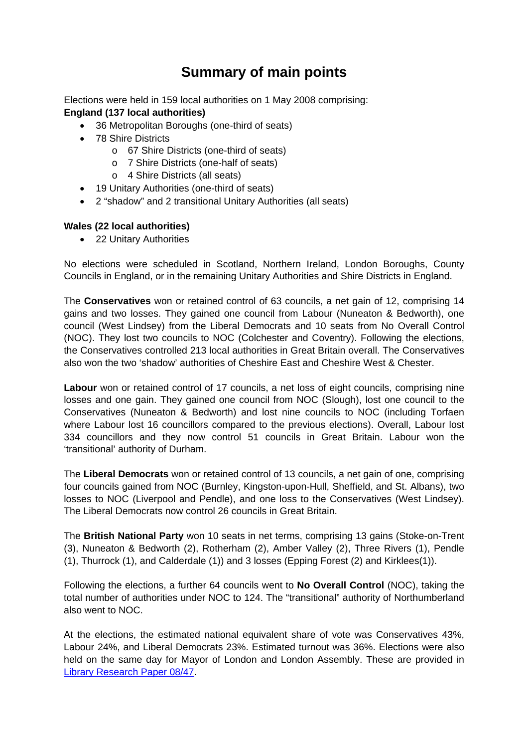# Summary of main points

Elections were held in 159 local authorities on 1 May 2008 comprising:

**England (137 local authorities)**

- 36 Metropolitan Boroughs (one-third of seats)
- 78 Shire Districts
  - 67 Shire Districts (one-third of seats)
  - 7 Shire Districts (one-half of seats)
  - 4 Shire Districts (all seats)
- 19 Unitary Authorities (one-third of seats)
- 2 "shadow" and 2 transitional Unitary Authorities (all seats)

**Wales (22 local authorities)**

- 22 Unitary Authorities

No elections were scheduled in Scotland, Northern Ireland, London Boroughs, County Councils in England, or in the remaining Unitary Authorities and Shire Districts in England.

The **Conservatives** won or retained control of 63 councils, a net gain of 12, comprising 14 gains and two losses. They gained one council from Labour (Nuneaton & Bedworth), one council (West Lindsey) from the Liberal Democrats and 10 seats from No Overall Control (NOC). They lost two councils to NOC (Colchester and Coventry). Following the elections, the Conservatives controlled 213 local authorities in Great Britain overall. The Conservatives also won the two 'shadow' authorities of Cheshire East and Cheshire West & Chester.

**Labour** won or retained control of 17 councils, a net loss of eight councils, comprising nine losses and one gain. They gained one council from NOC (Slough), lost one council to the Conservatives (Nuneaton & Bedworth) and lost nine councils to NOC (including Torfaen where Labour lost 16 councillors compared to the previous elections). Overall, Labour lost 334 councillors and they now control 51 councils in Great Britain. Labour won the 'transitional' authority of Durham.

The **Liberal Democrats** won or retained control of 13 councils, a net gain of one, comprising four councils gained from NOC (Burnley, Kingston-upon-Hull, Sheffield, and St. Albans), two losses to NOC (Liverpool and Pendle), and one loss to the Conservatives (West Lindsey). The Liberal Democrats now control 26 councils in Great Britain.

The **British National Party** won 10 seats in net terms, comprising 13 gains (Stoke-on-Trent (3), Nuneaton & Bedworth (2), Rotherham (2), Amber Valley (2), Three Rivers (1), Pendle (1), Thurrock (1), and Calderdale (1)) and 3 losses (Epping Forest (2) and Kirklees(1)).

Following the elections, a further 64 councils went to **No Overall Control** (NOC), taking the total number of authorities under NOC to 124. The "transitional" authority of Northumberland also went to NOC.

At the elections, the estimated national equivalent share of vote was Conservatives 43%, Labour 24%, and Liberal Democrats 23%. Estimated turnout was 36%. Elections were also held on the same day for Mayor of London and London Assembly. These are provided in Library Research Paper 08/47.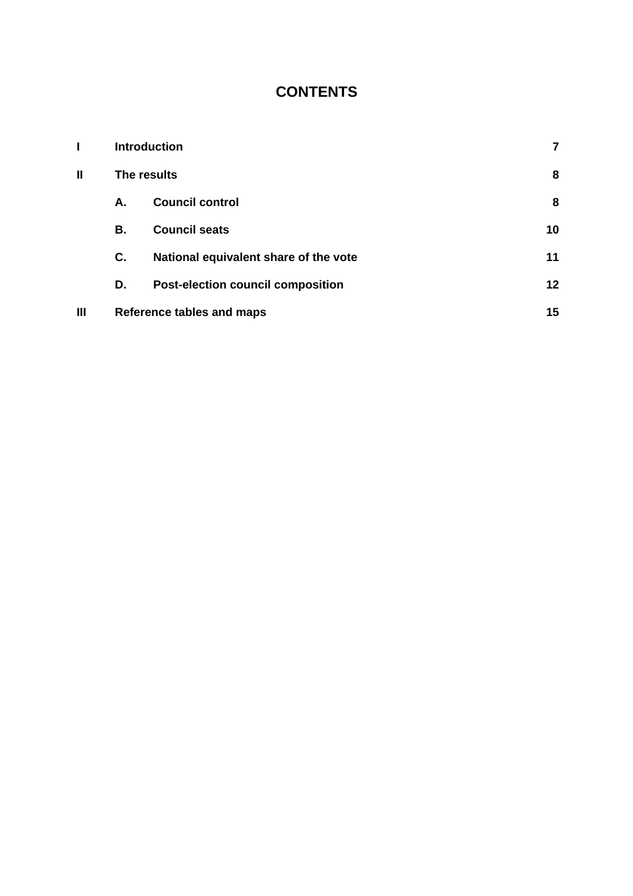# CONTENTS

| | | | |
|---|---|---|---|
| **I** | **Introduction** | | **7** |
| **II** | **The results** | | **8** |
| | **A.** | **Council control** | **8** |
| | **B.** | **Council seats** | **10** |
| | **C.** | **National equivalent share of the vote** | **11** |
| | **D.** | **Post-election council composition** | **12** |
| **III** | **Reference tables and maps** | | **15** |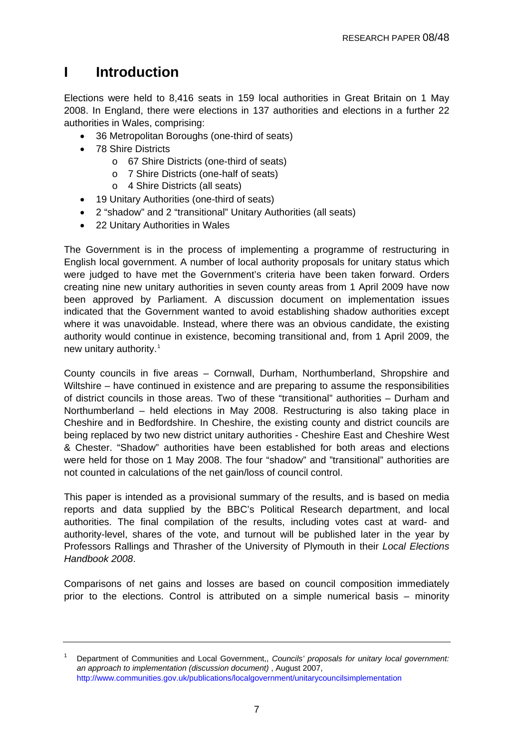# I Introduction

Elections were held to 8,416 seats in 159 local authorities in Great Britain on 1 May 2008. In England, there were elections in 137 authorities and elections in a further 22 authorities in Wales, comprising:

- 36 Metropolitan Boroughs (one-third of seats)
- 78 Shire Districts
  - 67 Shire Districts (one-third of seats)
  - 7 Shire Districts (one-half of seats)
  - 4 Shire Districts (all seats)
- 19 Unitary Authorities (one-third of seats)
- 2 "shadow" and 2 "transitional" Unitary Authorities (all seats)
- 22 Unitary Authorities in Wales

The Government is in the process of implementing a programme of restructuring in English local government. A number of local authority proposals for unitary status which were judged to have met the Government's criteria have been taken forward. Orders creating nine new unitary authorities in seven county areas from 1 April 2009 have now been approved by Parliament. A discussion document on implementation issues indicated that the Government wanted to avoid establishing shadow authorities except where it was unavoidable. Instead, where there was an obvious candidate, the existing authority would continue in existence, becoming transitional and, from 1 April 2009, the new unitary authority.[1]

County councils in five areas – Cornwall, Durham, Northumberland, Shropshire and Wiltshire – have continued in existence and are preparing to assume the responsibilities of district councils in those areas. Two of these "transitional" authorities – Durham and Northumberland – held elections in May 2008. Restructuring is also taking place in Cheshire and in Bedfordshire. In Cheshire, the existing county and district councils are being replaced by two new district unitary authorities - Cheshire East and Cheshire West & Chester. "Shadow" authorities have been established for both areas and elections were held for those on 1 May 2008. The four "shadow" and "transitional" authorities are not counted in calculations of the net gain/loss of council control.

This paper is intended as a provisional summary of the results, and is based on media reports and data supplied by the BBC's Political Research department, and local authorities. The final compilation of the results, including votes cast at ward- and authority-level, shares of the vote, and turnout will be published later in the year by Professors Rallings and Thrasher of the University of Plymouth in their *Local Elections Handbook 2008*.

Comparisons of net gains and losses are based on council composition immediately prior to the elections. Control is attributed on a simple numerical basis – minority

---

[1] Department of Communities and Local Government,, *Councils' proposals for unitary local government: an approach to implementation (discussion document)* , August 2007, http://www.communities.gov.uk/publications/localgovernment/unitarycouncilsimplementation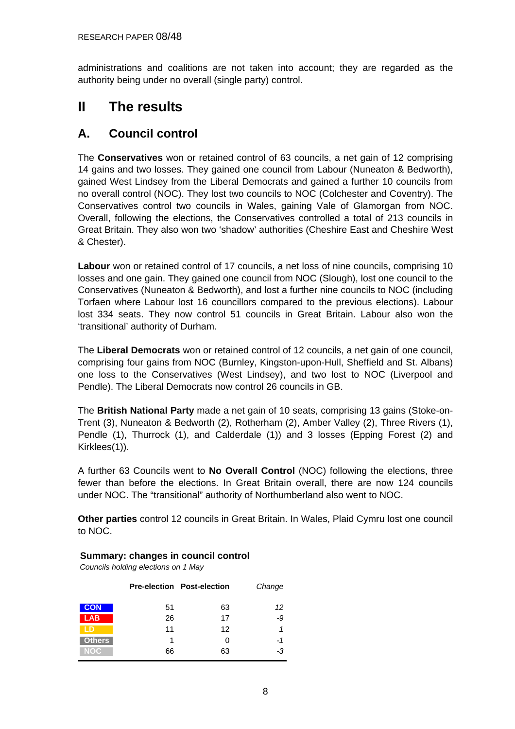administrations and coalitions are not taken into account; they are regarded as the authority being under no overall (single party) control.

# II The results

## A. Council control

The **Conservatives** won or retained control of 63 councils, a net gain of 12 comprising 14 gains and two losses. They gained one council from Labour (Nuneaton & Bedworth), gained West Lindsey from the Liberal Democrats and gained a further 10 councils from no overall control (NOC). They lost two councils to NOC (Colchester and Coventry). The Conservatives control two councils in Wales, gaining Vale of Glamorgan from NOC. Overall, following the elections, the Conservatives controlled a total of 213 councils in Great Britain. They also won two 'shadow' authorities (Cheshire East and Cheshire West & Chester).

**Labour** won or retained control of 17 councils, a net loss of nine councils, comprising 10 losses and one gain. They gained one council from NOC (Slough), lost one council to the Conservatives (Nuneaton & Bedworth), and lost a further nine councils to NOC (including Torfaen where Labour lost 16 councillors compared to the previous elections). Labour lost 334 seats. They now control 51 councils in Great Britain. Labour also won the 'transitional' authority of Durham.

The **Liberal Democrats** won or retained control of 12 councils, a net gain of one council, comprising four gains from NOC (Burnley, Kingston-upon-Hull, Sheffield and St. Albans) one loss to the Conservatives (West Lindsey), and two lost to NOC (Liverpool and Pendle). The Liberal Democrats now control 26 councils in GB.

The **British National Party** made a net gain of 10 seats, comprising 13 gains (Stoke-on-Trent (3), Nuneaton & Bedworth (2), Rotherham (2), Amber Valley (2), Three Rivers (1), Pendle (1), Thurrock (1), and Calderdale (1)) and 3 losses (Epping Forest (2) and Kirklees(1)).

A further 63 Councils went to **No Overall Control** (NOC) following the elections, three fewer than before the elections. In Great Britain overall, there are now 124 councils under NOC. The "transitional" authority of Northumberland also went to NOC.

**Other parties** control 12 councils in Great Britain. In Wales, Plaid Cymru lost one council to NOC.

**Summary: changes in council control**

*Councils holding elections on 1 May*

| | Pre-election | Post-election | *Change* |
|---|---|---|---|
| CON | 51 | 63 | *12* |
| LAB | 26 | 17 | *-9* |
| LD | 11 | 12 | *1* |
| Others | 1 | 0 | *-1* |
| NOC | 66 | 63 | *-3* |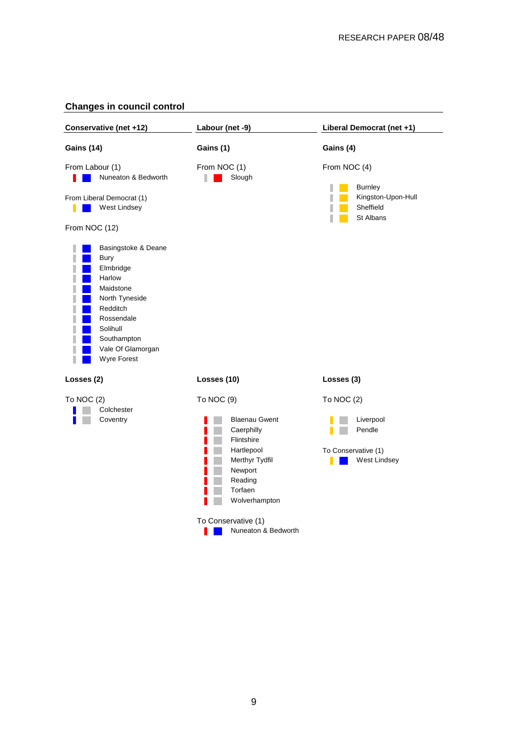## Changes in council control

### Conservative (net +12)

**Gains (14)**

From Labour (1)
- Nuneaton & Bedworth

From Liberal Democrat (1)
- West Lindsey

From NOC (12)
- Basingstoke & Deane
- Bury
- Elmbridge
- Harlow
- Maidstone
- North Tyneside
- Redditch
- Rossendale
- Solihull
- Southampton
- Vale Of Glamorgan
- Wyre Forest

**Losses (2)**

To NOC (2)
- Colchester
- Coventry

### Labour (net -9)

**Gains (1)**

From NOC (1)
- Slough

**Losses (10)**

To NOC (9)
- Blaenau Gwent
- Caerphilly
- Flintshire
- Hartlepool
- Merthyr Tydfil
- Newport
- Reading
- Torfaen
- Wolverhampton

To Conservative (1)
- Nuneaton & Bedworth

### Liberal Democrat (net +1)

**Gains (4)**

From NOC (4)
- Burnley
- Kingston-Upon-Hull
- Sheffield
- St Albans

**Losses (3)**

To NOC (2)
- Liverpool
- Pendle

To Conservative (1)
- West Lindsey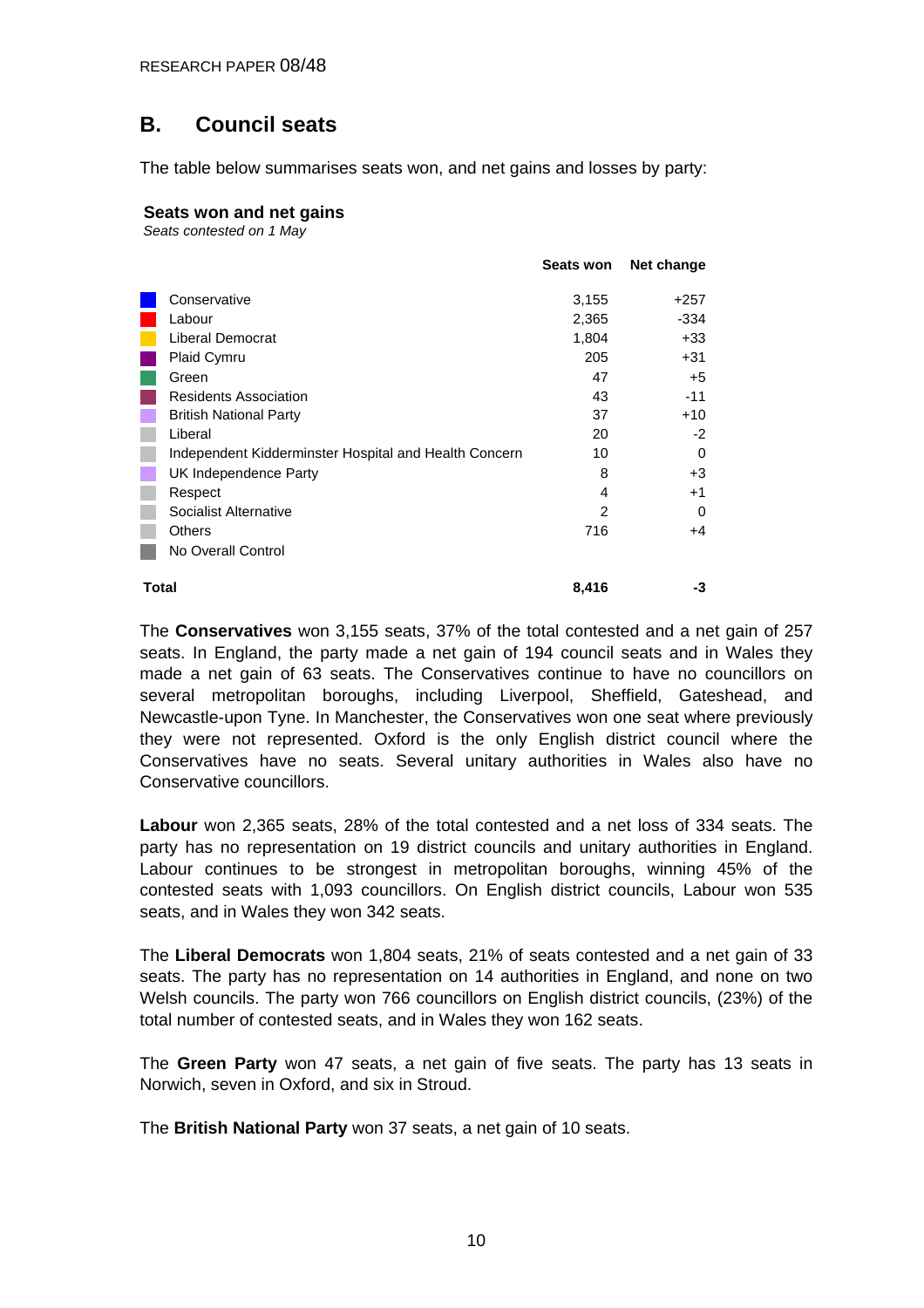## B. Council seats

The table below summarises seats won, and net gains and losses by party:

**Seats won and net gains**
*Seats contested on 1 May*

| | Seats won | Net change |
|---|---|---|
| Conservative | 3,155 | +257 |
| Labour | 2,365 | -334 |
| Liberal Democrat | 1,804 | +33 |
| Plaid Cymru | 205 | +31 |
| Green | 47 | +5 |
| Residents Association | 43 | -11 |
| British National Party | 37 | +10 |
| Liberal | 20 | -2 |
| Independent Kidderminster Hospital and Health Concern | 10 | 0 |
| UK Independence Party | 8 | +3 |
| Respect | 4 | +1 |
| Socialist Alternative | 2 | 0 |
| Others | 716 | +4 |
| No Overall Control | | |
| **Total** | **8,416** | **-3** |

The **Conservatives** won 3,155 seats, 37% of the total contested and a net gain of 257 seats. In England, the party made a net gain of 194 council seats and in Wales they made a net gain of 63 seats. The Conservatives continue to have no councillors on several metropolitan boroughs, including Liverpool, Sheffield, Gateshead, and Newcastle-upon Tyne. In Manchester, the Conservatives won one seat where previously they were not represented. Oxford is the only English district council where the Conservatives have no seats. Several unitary authorities in Wales also have no Conservative councillors.

**Labour** won 2,365 seats, 28% of the total contested and a net loss of 334 seats. The party has no representation on 19 district councils and unitary authorities in England. Labour continues to be strongest in metropolitan boroughs, winning 45% of the contested seats with 1,093 councillors. On English district councils, Labour won 535 seats, and in Wales they won 342 seats.

The **Liberal Democrats** won 1,804 seats, 21% of seats contested and a net gain of 33 seats. The party has no representation on 14 authorities in England, and none on two Welsh councils. The party won 766 councillors on English district councils, (23%) of the total number of contested seats, and in Wales they won 162 seats.

The **Green Party** won 47 seats, a net gain of five seats. The party has 13 seats in Norwich, seven in Oxford, and six in Stroud.

The **British National Party** won 37 seats, a net gain of 10 seats.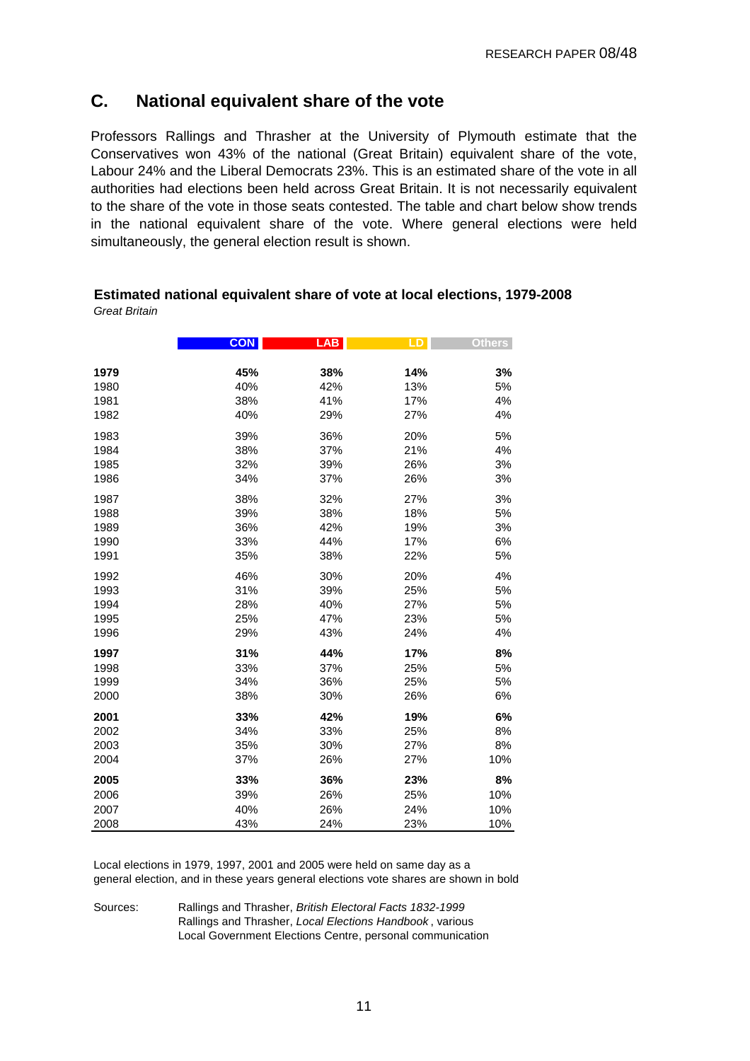## C. National equivalent share of the vote

Professors Rallings and Thrasher at the University of Plymouth estimate that the Conservatives won 43% of the national (Great Britain) equivalent share of the vote, Labour 24% and the Liberal Democrats 23%. This is an estimated share of the vote in all authorities had elections been held across Great Britain. It is not necessarily equivalent to the share of the vote in those seats contested. The table and chart below show trends in the national equivalent share of the vote. Where general elections were held simultaneously, the general election result is shown.

**Estimated national equivalent share of vote at local elections, 1979-2008**
*Great Britain*

| | CON | LAB | LD | Others |
|---|---|---|---|---|
| **1979** | **45%** | **38%** | **14%** | **3%** |
| 1980 | 40% | 42% | 13% | 5% |
| 1981 | 38% | 41% | 17% | 4% |
| 1982 | 40% | 29% | 27% | 4% |
| 1983 | 39% | 36% | 20% | 5% |
| 1984 | 38% | 37% | 21% | 4% |
| 1985 | 32% | 39% | 26% | 3% |
| 1986 | 34% | 37% | 26% | 3% |
| 1987 | 38% | 32% | 27% | 3% |
| 1988 | 39% | 38% | 18% | 5% |
| 1989 | 36% | 42% | 19% | 3% |
| 1990 | 33% | 44% | 17% | 6% |
| 1991 | 35% | 38% | 22% | 5% |
| 1992 | 46% | 30% | 20% | 4% |
| 1993 | 31% | 39% | 25% | 5% |
| 1994 | 28% | 40% | 27% | 5% |
| 1995 | 25% | 47% | 23% | 5% |
| 1996 | 29% | 43% | 24% | 4% |
| **1997** | **31%** | **44%** | **17%** | **8%** |
| 1998 | 33% | 37% | 25% | 5% |
| 1999 | 34% | 36% | 25% | 5% |
| 2000 | 38% | 30% | 26% | 6% |
| **2001** | **33%** | **42%** | **19%** | **6%** |
| 2002 | 34% | 33% | 25% | 8% |
| 2003 | 35% | 30% | 27% | 8% |
| 2004 | 37% | 26% | 27% | 10% |
| **2005** | **33%** | **36%** | **23%** | **8%** |
| 2006 | 39% | 26% | 25% | 10% |
| 2007 | 40% | 26% | 24% | 10% |
| 2008 | 43% | 24% | 23% | 10% |

Local elections in 1979, 1997, 2001 and 2005 were held on same day as a general election, and in these years general elections vote shares are shown in bold

Sources: Rallings and Thrasher, *British Electoral Facts 1832-1999*
Rallings and Thrasher, *Local Elections Handbook*, various
Local Government Elections Centre, personal communication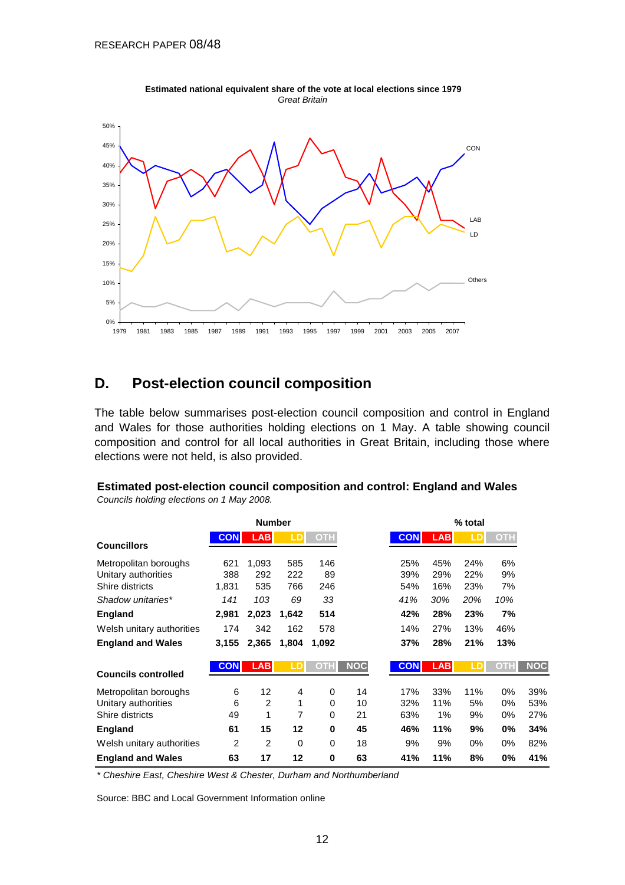**Estimated national equivalent share of the vote at local elections since 1979**
*Great Britain*

## D. Post-election council composition

The table below summarises post-election council composition and control in England and Wales for those authorities holding elections on 1 May. A table showing council composition and control for all local authorities in Great Britain, including those where elections were not held, is also provided.

**Estimated post-election council composition and control: England and Wales**
*Councils holding elections on 1 May 2008.*

| | Number | | | | | % total | | | | |
|---|---|---|---|---|---|---|---|---|---|---|
| **Councillors** | CON | LAB | LD | OTH | | CON | LAB | LD | OTH | |
| Metropolitan boroughs | 621 | 1,093 | 585 | 146 | | 25% | 45% | 24% | 6% | |
| Unitary authorities | 388 | 292 | 222 | 89 | | 39% | 29% | 22% | 9% | |
| Shire districts | 1,831 | 535 | 766 | 246 | | 54% | 16% | 23% | 7% | |
| *Shadow unitaries** | *141* | *103* | *69* | *33* | | *41%* | *30%* | *20%* | *10%* | |
| **England** | **2,981** | **2,023** | **1,642** | **514** | | **42%** | **28%** | **23%** | **7%** | |
| Welsh unitary authorities | 174 | 342 | 162 | 578 | | 14% | 27% | 13% | 46% | |
| **England and Wales** | **3,155** | **2,365** | **1,804** | **1,092** | | **37%** | **28%** | **21%** | **13%** | |
| **Councils controlled** | CON | LAB | LD | OTH | NOC | CON | LAB | LD | OTH | NOC |
| Metropolitan boroughs | 6 | 12 | 4 | 0 | 14 | 17% | 33% | 11% | 0% | 39% |
| Unitary authorities | 6 | 2 | 1 | 0 | 10 | 32% | 11% | 5% | 0% | 53% |
| Shire districts | 49 | 1 | 7 | 0 | 21 | 63% | 1% | 9% | 0% | 27% |
| **England** | **61** | **15** | **12** | **0** | **45** | **46%** | **11%** | **9%** | **0%** | **34%** |
| Welsh unitary authorities | 2 | 2 | 0 | 0 | 18 | 9% | 9% | 0% | 0% | 82% |
| **England and Wales** | **63** | **17** | **12** | **0** | **63** | **41%** | **11%** | **8%** | **0%** | **41%** |

*\* Cheshire East, Cheshire West & Chester, Durham and Northumberland*

Source: BBC and Local Government Information online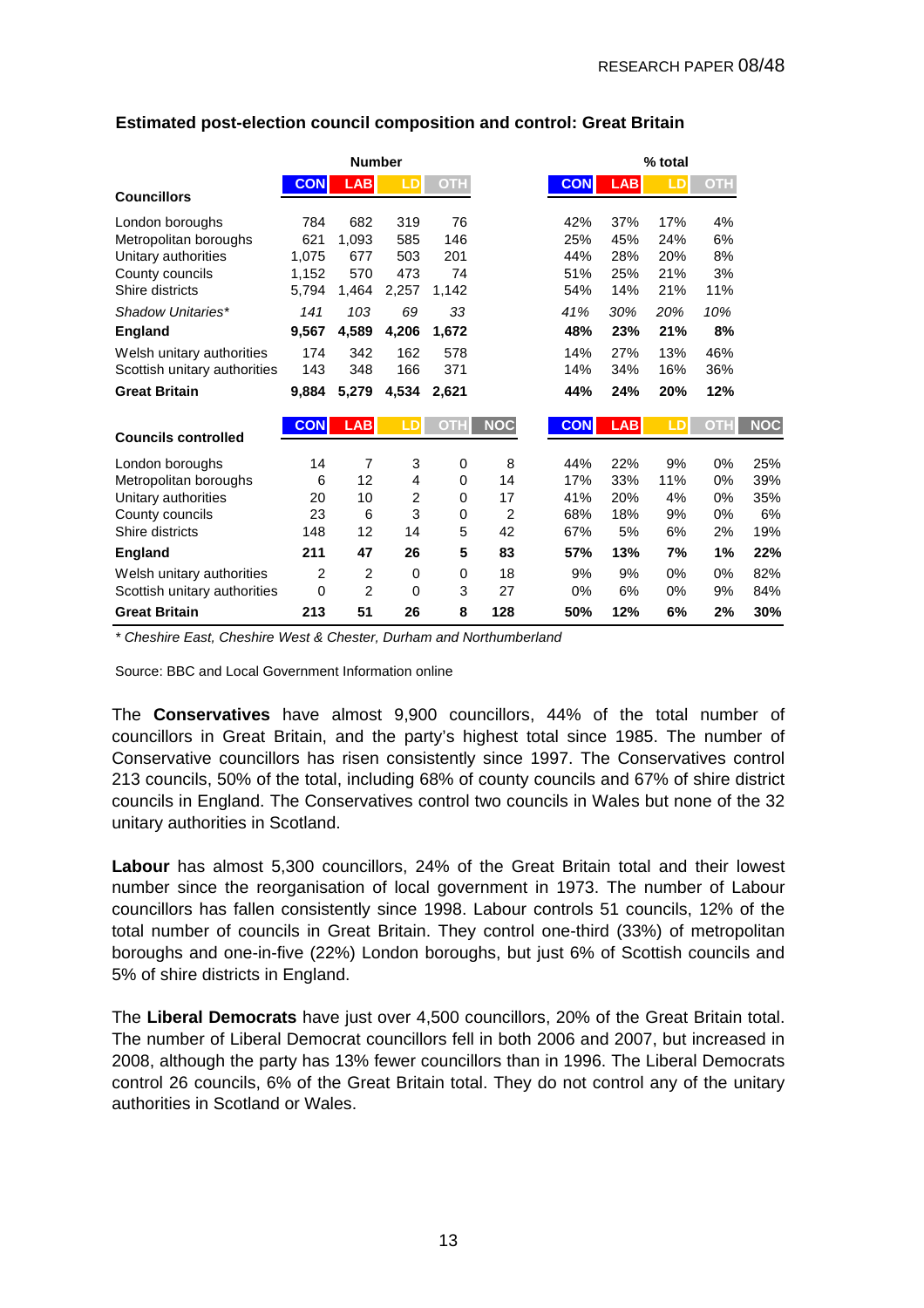**Estimated post-election council composition and control: Great Britain**

| | Number | | | | | % total | | | | |
|---|---|---|---|---|---|---|---|---|---|---|
| **Councillors** | CON | LAB | LD | OTH | | CON | LAB | LD | OTH | |
| London boroughs | 784 | 682 | 319 | 76 | | 42% | 37% | 17% | 4% | |
| Metropolitan boroughs | 621 | 1,093 | 585 | 146 | | 25% | 45% | 24% | 6% | |
| Unitary authorities | 1,075 | 677 | 503 | 201 | | 44% | 28% | 20% | 8% | |
| County councils | 1,152 | 570 | 473 | 74 | | 51% | 25% | 21% | 3% | |
| Shire districts | 5,794 | 1,464 | 2,257 | 1,142 | | 54% | 14% | 21% | 11% | |
| *Shadow Unitaries** | *141* | *103* | *69* | *33* | | *41%* | *30%* | *20%* | *10%* | |
| **England** | **9,567** | **4,589** | **4,206** | **1,672** | | **48%** | **23%** | **21%** | **8%** | |
| Welsh unitary authorities | 174 | 342 | 162 | 578 | | 14% | 27% | 13% | 46% | |
| Scottish unitary authorities | 143 | 348 | 166 | 371 | | 14% | 34% | 16% | 36% | |
| **Great Britain** | **9,884** | **5,279** | **4,534** | **2,621** | | **44%** | **24%** | **20%** | **12%** | |
| **Councils controlled** | CON | LAB | LD | OTH | NOC | CON | LAB | LD | OTH | NOC |
| London boroughs | 14 | 7 | 3 | 0 | 8 | 44% | 22% | 9% | 0% | 25% |
| Metropolitan boroughs | 6 | 12 | 4 | 0 | 14 | 17% | 33% | 11% | 0% | 39% |
| Unitary authorities | 20 | 10 | 2 | 0 | 17 | 41% | 20% | 4% | 0% | 35% |
| County councils | 23 | 6 | 3 | 0 | 2 | 68% | 18% | 9% | 0% | 6% |
| Shire districts | 148 | 12 | 14 | 5 | 42 | 67% | 5% | 6% | 2% | 19% |
| **England** | **211** | **47** | **26** | **5** | **83** | **57%** | **13%** | **7%** | **1%** | **22%** |
| Welsh unitary authorities | 2 | 2 | 0 | 0 | 18 | 9% | 9% | 0% | 0% | 82% |
| Scottish unitary authorities | 0 | 2 | 0 | 3 | 27 | 0% | 6% | 0% | 9% | 84% |
| **Great Britain** | **213** | **51** | **26** | **8** | **128** | **50%** | **12%** | **6%** | **2%** | **30%** |

*\* Cheshire East, Cheshire West & Chester, Durham and Northumberland*

Source: BBC and Local Government Information online

The **Conservatives** have almost 9,900 councillors, 44% of the total number of councillors in Great Britain, and the party's highest total since 1985. The number of Conservative councillors has risen consistently since 1997. The Conservatives control 213 councils, 50% of the total, including 68% of county councils and 67% of shire district councils in England. The Conservatives control two councils in Wales but none of the 32 unitary authorities in Scotland.

**Labour** has almost 5,300 councillors, 24% of the Great Britain total and their lowest number since the reorganisation of local government in 1973. The number of Labour councillors has fallen consistently since 1998. Labour controls 51 councils, 12% of the total number of councils in Great Britain. They control one-third (33%) of metropolitan boroughs and one-in-five (22%) London boroughs, but just 6% of Scottish councils and 5% of shire districts in England.

The **Liberal Democrats** have just over 4,500 councillors, 20% of the Great Britain total. The number of Liberal Democrat councillors fell in both 2006 and 2007, but increased in 2008, although the party has 13% fewer councillors than in 1996. The Liberal Democrats control 26 councils, 6% of the Great Britain total. They do not control any of the unitary authorities in Scotland or Wales.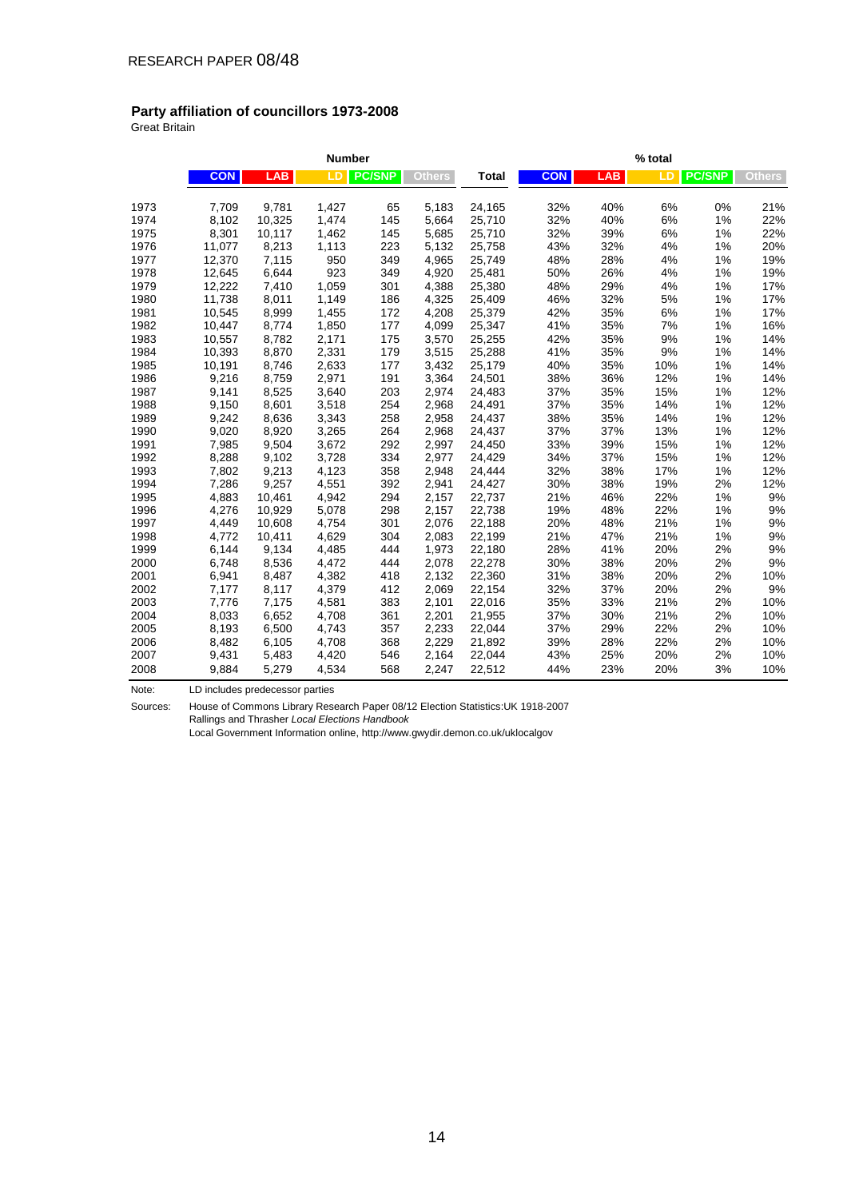**Party affiliation of councillors 1973-2008**

Great Britain

| | Number | | | | | | % total | | | | |
|---|---|---|---|---|---|---|---|---|---|---|---|
| | CON | LAB | LD | PC/SNP | Others | Total | CON | LAB | LD | PC/SNP | Others |
| 1973 | 7,709 | 9,781 | 1,427 | 65 | 5,183 | 24,165 | 32% | 40% | 6% | 0% | 21% |
| 1974 | 8,102 | 10,325 | 1,474 | 145 | 5,664 | 25,710 | 32% | 40% | 6% | 1% | 22% |
| 1975 | 8,301 | 10,117 | 1,462 | 145 | 5,685 | 25,710 | 32% | 39% | 6% | 1% | 22% |
| 1976 | 11,077 | 8,213 | 1,113 | 223 | 5,132 | 25,758 | 43% | 32% | 4% | 1% | 20% |
| 1977 | 12,370 | 7,115 | 950 | 349 | 4,965 | 25,749 | 48% | 28% | 4% | 1% | 19% |
| 1978 | 12,645 | 6,644 | 923 | 349 | 4,920 | 25,481 | 50% | 26% | 4% | 1% | 19% |
| 1979 | 12,222 | 7,410 | 1,059 | 301 | 4,388 | 25,380 | 48% | 29% | 4% | 1% | 17% |
| 1980 | 11,738 | 8,011 | 1,149 | 186 | 4,325 | 25,409 | 46% | 32% | 5% | 1% | 17% |
| 1981 | 10,545 | 8,999 | 1,455 | 172 | 4,208 | 25,379 | 42% | 35% | 6% | 1% | 17% |
| 1982 | 10,447 | 8,774 | 1,850 | 177 | 4,099 | 25,347 | 41% | 35% | 7% | 1% | 16% |
| 1983 | 10,557 | 8,782 | 2,171 | 175 | 3,570 | 25,255 | 42% | 35% | 9% | 1% | 14% |
| 1984 | 10,393 | 8,870 | 2,331 | 179 | 3,515 | 25,288 | 41% | 35% | 9% | 1% | 14% |
| 1985 | 10,191 | 8,746 | 2,633 | 177 | 3,432 | 25,179 | 40% | 35% | 10% | 1% | 14% |
| 1986 | 9,216 | 8,759 | 2,971 | 191 | 3,364 | 24,501 | 38% | 36% | 12% | 1% | 14% |
| 1987 | 9,141 | 8,525 | 3,640 | 203 | 2,974 | 24,483 | 37% | 35% | 15% | 1% | 12% |
| 1988 | 9,150 | 8,601 | 3,518 | 254 | 2,968 | 24,491 | 37% | 35% | 14% | 1% | 12% |
| 1989 | 9,242 | 8,636 | 3,343 | 258 | 2,958 | 24,437 | 38% | 35% | 14% | 1% | 12% |
| 1990 | 9,020 | 8,920 | 3,265 | 264 | 2,968 | 24,437 | 37% | 37% | 13% | 1% | 12% |
| 1991 | 7,985 | 9,504 | 3,672 | 292 | 2,997 | 24,450 | 33% | 39% | 15% | 1% | 12% |
| 1992 | 8,288 | 9,102 | 3,728 | 334 | 2,977 | 24,429 | 34% | 37% | 15% | 1% | 12% |
| 1993 | 7,802 | 9,213 | 4,123 | 358 | 2,948 | 24,444 | 32% | 38% | 17% | 1% | 12% |
| 1994 | 7,286 | 9,257 | 4,551 | 392 | 2,941 | 24,427 | 30% | 38% | 19% | 2% | 12% |
| 1995 | 4,883 | 10,461 | 4,942 | 294 | 2,157 | 22,737 | 21% | 46% | 22% | 1% | 9% |
| 1996 | 4,276 | 10,929 | 5,078 | 298 | 2,157 | 22,738 | 19% | 48% | 22% | 1% | 9% |
| 1997 | 4,449 | 10,608 | 4,754 | 301 | 2,076 | 22,188 | 20% | 48% | 21% | 1% | 9% |
| 1998 | 4,772 | 10,411 | 4,629 | 304 | 2,083 | 22,199 | 21% | 47% | 21% | 1% | 9% |
| 1999 | 6,144 | 9,134 | 4,485 | 444 | 1,973 | 22,180 | 28% | 41% | 20% | 2% | 9% |
| 2000 | 6,748 | 8,536 | 4,472 | 444 | 2,078 | 22,278 | 30% | 38% | 20% | 2% | 9% |
| 2001 | 6,941 | 8,487 | 4,382 | 418 | 2,132 | 22,360 | 31% | 38% | 20% | 2% | 10% |
| 2002 | 7,177 | 8,117 | 4,379 | 412 | 2,069 | 22,154 | 32% | 37% | 20% | 2% | 9% |
| 2003 | 7,776 | 7,175 | 4,581 | 383 | 2,101 | 22,016 | 35% | 33% | 21% | 2% | 10% |
| 2004 | 8,033 | 6,652 | 4,708 | 361 | 2,201 | 21,955 | 37% | 30% | 21% | 2% | 10% |
| 2005 | 8,193 | 6,500 | 4,743 | 357 | 2,233 | 22,044 | 37% | 29% | 22% | 2% | 10% |
| 2006 | 8,482 | 6,105 | 4,708 | 368 | 2,229 | 21,892 | 39% | 28% | 22% | 2% | 10% |
| 2007 | 9,431 | 5,483 | 4,420 | 546 | 2,164 | 22,044 | 43% | 25% | 20% | 2% | 10% |
| 2008 | 9,884 | 5,279 | 4,534 | 568 | 2,247 | 22,512 | 44% | 23% | 20% | 3% | 10% |

Note: LD includes predecessor parties

Sources: House of Commons Library Research Paper 08/12 Election Statistics:UK 1918-2007
Rallings and Thrasher *Local Elections Handbook*
Local Government Information online, http://www.gwydir.demon.co.uk/uklocalgov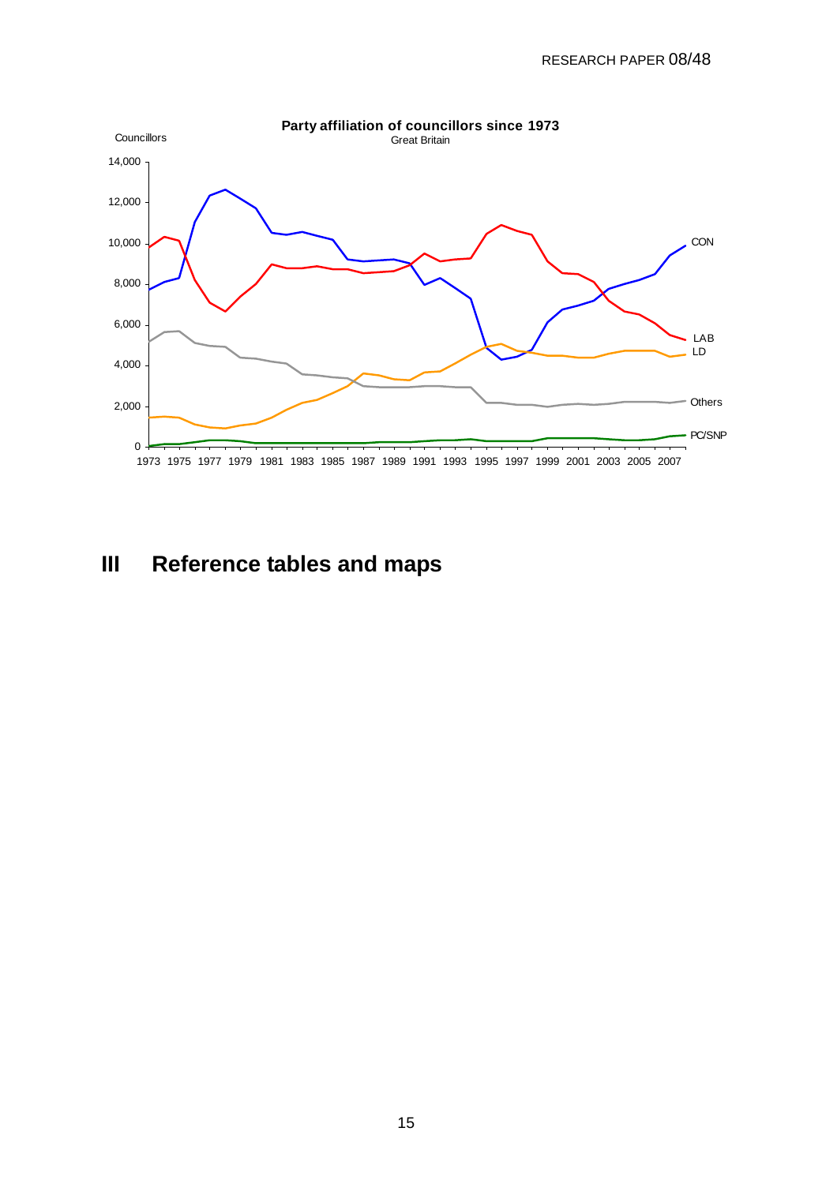**Party affiliation of councillors since 1973**
Great Britain

# III Reference tables and maps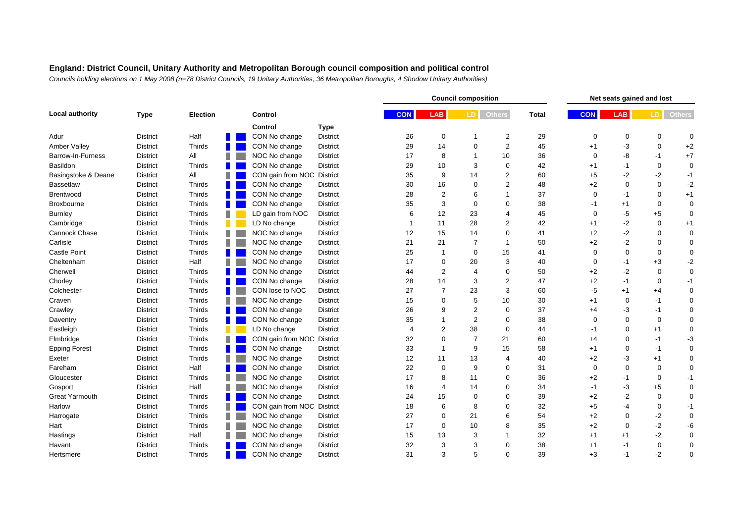## England: District Council, Unitary Authority and Metropolitan Borough council composition and political control

*Councils holding elections on 1 May 2008 (n=78 District Councils, 19 Unitary Authorities, 36 Metropolitan Boroughs, 4 Shadow Unitary Authorities)*

| Local authority | Type | Election | Control | Type | Council composition CON | LAB | LD | Others | Total | Net seats gained and lost CON | LAB | LD | Others |
|---|---|---|---|---|---|---|---|---|---|---|---|---|---|
| Adur | District | Half | CON No change | District | 26 | 0 | 1 | 2 | 29 | 0 | 0 | 0 | 0 |
| Amber Valley | District | Thirds | CON No change | District | 29 | 14 | 0 | 2 | 45 | +1 | -3 | 0 | +2 |
| Barrow-In-Furness | District | All | NOC No change | District | 17 | 8 | 1 | 10 | 36 | 0 | -8 | -1 | +7 |
| Basildon | District | Thirds | CON No change | District | 29 | 10 | 3 | 0 | 42 | +1 | -1 | 0 | 0 |
| Basingstoke & Deane | District | All | CON gain from NOC | District | 35 | 9 | 14 | 2 | 60 | +5 | -2 | -2 | -1 |
| Bassetlaw | District | Thirds | CON No change | District | 30 | 16 | 0 | 2 | 48 | +2 | 0 | 0 | -2 |
| Brentwood | District | Thirds | CON No change | District | 28 | 2 | 6 | 1 | 37 | 0 | -1 | 0 | +1 |
| Broxbourne | District | Thirds | CON No change | District | 35 | 3 | 0 | 0 | 38 | -1 | +1 | 0 | 0 |
| Burnley | District | Thirds | LD gain from NOC | District | 6 | 12 | 23 | 4 | 45 | 0 | -5 | +5 | 0 |
| Cambridge | District | Thirds | LD No change | District | 1 | 11 | 28 | 2 | 42 | +1 | -2 | 0 | +1 |
| Cannock Chase | District | Thirds | NOC No change | District | 12 | 15 | 14 | 0 | 41 | +2 | -2 | 0 | 0 |
| Carlisle | District | Thirds | NOC No change | District | 21 | 21 | 7 | 1 | 50 | +2 | -2 | 0 | 0 |
| Castle Point | District | Thirds | CON No change | District | 25 | 1 | 0 | 15 | 41 | 0 | 0 | 0 | 0 |
| Cheltenham | District | Half | NOC No change | District | 17 | 0 | 20 | 3 | 40 | 0 | -1 | +3 | -2 |
| Cherwell | District | Thirds | CON No change | District | 44 | 2 | 4 | 0 | 50 | +2 | -2 | 0 | 0 |
| Chorley | District | Thirds | CON No change | District | 28 | 14 | 3 | 2 | 47 | +2 | -1 | 0 | -1 |
| Colchester | District | Thirds | CON lose to NOC | District | 27 | 7 | 23 | 3 | 60 | -5 | +1 | +4 | 0 |
| Craven | District | Thirds | NOC No change | District | 15 | 0 | 5 | 10 | 30 | +1 | 0 | -1 | 0 |
| Crawley | District | Thirds | CON No change | District | 26 | 9 | 2 | 0 | 37 | +4 | -3 | -1 | 0 |
| Daventry | District | Thirds | CON No change | District | 35 | 1 | 2 | 0 | 38 | 0 | 0 | 0 | 0 |
| Eastleigh | District | Thirds | LD No change | District | 4 | 2 | 38 | 0 | 44 | -1 | 0 | +1 | 0 |
| Elmbridge | District | Thirds | CON gain from NOC | District | 32 | 0 | 7 | 21 | 60 | +4 | 0 | -1 | -3 |
| Epping Forest | District | Thirds | CON No change | District | 33 | 1 | 9 | 15 | 58 | +1 | 0 | -1 | 0 |
| Exeter | District | Thirds | NOC No change | District | 12 | 11 | 13 | 4 | 40 | +2 | -3 | +1 | 0 |
| Fareham | District | Half | CON No change | District | 22 | 0 | 9 | 0 | 31 | 0 | 0 | 0 | 0 |
| Gloucester | District | Thirds | NOC No change | District | 17 | 8 | 11 | 0 | 36 | +2 | -1 | 0 | -1 |
| Gosport | District | Half | NOC No change | District | 16 | 4 | 14 | 0 | 34 | -1 | -3 | +5 | 0 |
| Great Yarmouth | District | Thirds | CON No change | District | 24 | 15 | 0 | 0 | 39 | +2 | -2 | 0 | 0 |
| Harlow | District | Thirds | CON gain from NOC | District | 18 | 6 | 8 | 0 | 32 | +5 | -4 | 0 | -1 |
| Harrogate | District | Thirds | NOC No change | District | 27 | 0 | 21 | 6 | 54 | +2 | 0 | -2 | 0 |
| Hart | District | Thirds | NOC No change | District | 17 | 0 | 10 | 8 | 35 | +2 | 0 | -2 | -6 |
| Hastings | District | Half | NOC No change | District | 15 | 13 | 3 | 1 | 32 | +1 | +1 | -2 | 0 |
| Havant | District | Thirds | CON No change | District | 32 | 3 | 3 | 0 | 38 | +1 | -1 | 0 | 0 |
| Hertsmere | District | Thirds | CON No change | District | 31 | 3 | 5 | 0 | 39 | +3 | -1 | -2 | 0 |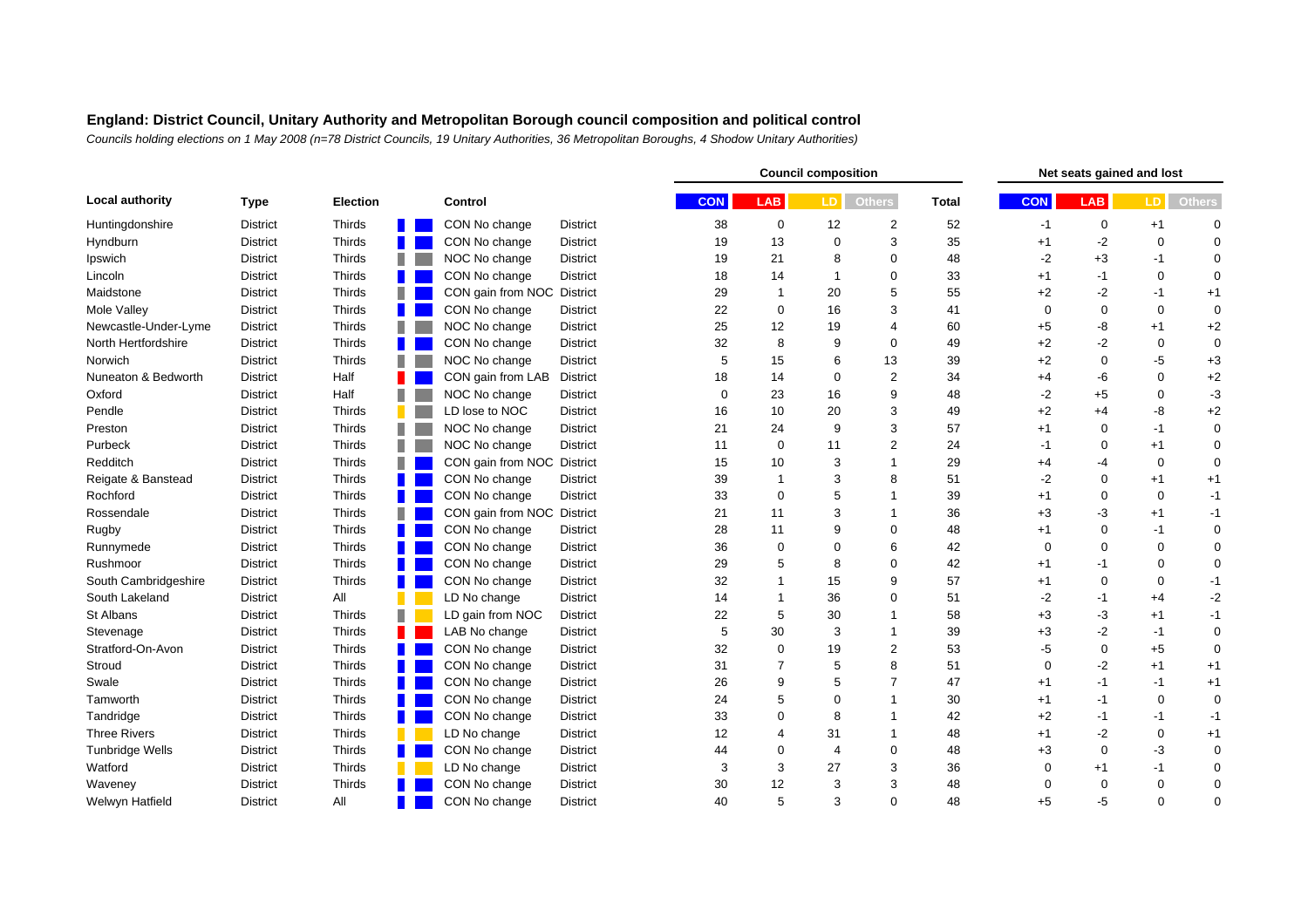## England: District Council, Unitary Authority and Metropolitan Borough council composition and political control

*Councils holding elections on 1 May 2008 (n=78 District Councils, 19 Unitary Authorities, 36 Metropolitan Boroughs, 4 Shadow Unitary Authorities)*

| Local authority | Type | Election | Control | | Council composition | | | | | Net seats gained and lost | | | |
|---|---|---|---|---|---|---|---|---|---|---|---|---|---|
| | | | | | CON | LAB | LD | Others | Total | CON | LAB | LD | Others |
| Huntingdonshire | District | Thirds | CON No change | District | 38 | 0 | 12 | 2 | 52 | -1 | 0 | +1 | 0 |
| Hyndburn | District | Thirds | CON No change | District | 19 | 13 | 0 | 3 | 35 | +1 | -2 | 0 | 0 |
| Ipswich | District | Thirds | NOC No change | District | 19 | 21 | 8 | 0 | 48 | -2 | +3 | -1 | 0 |
| Lincoln | District | Thirds | CON No change | District | 18 | 14 | 1 | 0 | 33 | +1 | -1 | 0 | 0 |
| Maidstone | District | Thirds | CON gain from NOC | District | 29 | 1 | 20 | 5 | 55 | +2 | -2 | -1 | +1 |
| Mole Valley | District | Thirds | CON No change | District | 22 | 0 | 16 | 3 | 41 | 0 | 0 | 0 | 0 |
| Newcastle-Under-Lyme | District | Thirds | NOC No change | District | 25 | 12 | 19 | 4 | 60 | +5 | -8 | +1 | +2 |
| North Hertfordshire | District | Thirds | CON No change | District | 32 | 8 | 9 | 0 | 49 | +2 | -2 | 0 | 0 |
| Norwich | District | Thirds | NOC No change | District | 5 | 15 | 6 | 13 | 39 | +2 | 0 | -5 | +3 |
| Nuneaton & Bedworth | District | Half | CON gain from LAB | District | 18 | 14 | 0 | 2 | 34 | +4 | -6 | 0 | +2 |
| Oxford | District | Half | NOC No change | District | 0 | 23 | 16 | 9 | 48 | -2 | +5 | 0 | -3 |
| Pendle | District | Thirds | LD lose to NOC | District | 16 | 10 | 20 | 3 | 49 | +2 | +4 | -8 | +2 |
| Preston | District | Thirds | NOC No change | District | 21 | 24 | 9 | 3 | 57 | +1 | 0 | -1 | 0 |
| Purbeck | District | Thirds | NOC No change | District | 11 | 0 | 11 | 2 | 24 | -1 | 0 | +1 | 0 |
| Redditch | District | Thirds | CON gain from NOC | District | 15 | 10 | 3 | 1 | 29 | +4 | -4 | 0 | 0 |
| Reigate & Banstead | District | Thirds | CON No change | District | 39 | 1 | 3 | 8 | 51 | -2 | 0 | +1 | +1 |
| Rochford | District | Thirds | CON No change | District | 33 | 0 | 5 | 1 | 39 | +1 | 0 | 0 | -1 |
| Rossendale | District | Thirds | CON gain from NOC | District | 21 | 11 | 3 | 1 | 36 | +3 | -3 | +1 | -1 |
| Rugby | District | Thirds | CON No change | District | 28 | 11 | 9 | 0 | 48 | +1 | 0 | -1 | 0 |
| Runnymede | District | Thirds | CON No change | District | 36 | 0 | 0 | 6 | 42 | 0 | 0 | 0 | 0 |
| Rushmoor | District | Thirds | CON No change | District | 29 | 5 | 8 | 0 | 42 | +1 | -1 | 0 | 0 |
| South Cambridgeshire | District | Thirds | CON No change | District | 32 | 1 | 15 | 9 | 57 | +1 | 0 | 0 | -1 |
| South Lakeland | District | All | LD No change | District | 14 | 1 | 36 | 0 | 51 | -2 | -1 | +4 | -2 |
| St Albans | District | Thirds | LD gain from NOC | District | 22 | 5 | 30 | 1 | 58 | +3 | -3 | +1 | -1 |
| Stevenage | District | Thirds | LAB No change | District | 5 | 30 | 3 | 1 | 39 | +3 | -2 | -1 | 0 |
| Stratford-On-Avon | District | Thirds | CON No change | District | 32 | 0 | 19 | 2 | 53 | -5 | 0 | +5 | 0 |
| Stroud | District | Thirds | CON No change | District | 31 | 7 | 5 | 8 | 51 | 0 | -2 | +1 | +1 |
| Swale | District | Thirds | CON No change | District | 26 | 9 | 5 | 7 | 47 | +1 | -1 | -1 | +1 |
| Tamworth | District | Thirds | CON No change | District | 24 | 5 | 0 | 1 | 30 | +1 | -1 | 0 | 0 |
| Tandridge | District | Thirds | CON No change | District | 33 | 0 | 8 | 1 | 42 | +2 | -1 | -1 | -1 |
| Three Rivers | District | Thirds | LD No change | District | 12 | 4 | 31 | 1 | 48 | +1 | -2 | 0 | +1 |
| Tunbridge Wells | District | Thirds | CON No change | District | 44 | 0 | 4 | 0 | 48 | +3 | 0 | -3 | 0 |
| Watford | District | Thirds | LD No change | District | 3 | 3 | 27 | 3 | 36 | 0 | +1 | -1 | 0 |
| Waveney | District | Thirds | CON No change | District | 30 | 12 | 3 | 3 | 48 | 0 | 0 | 0 | 0 |
| Welwyn Hatfield | District | All | CON No change | District | 40 | 5 | 3 | 0 | 48 | +5 | -5 | 0 | 0 |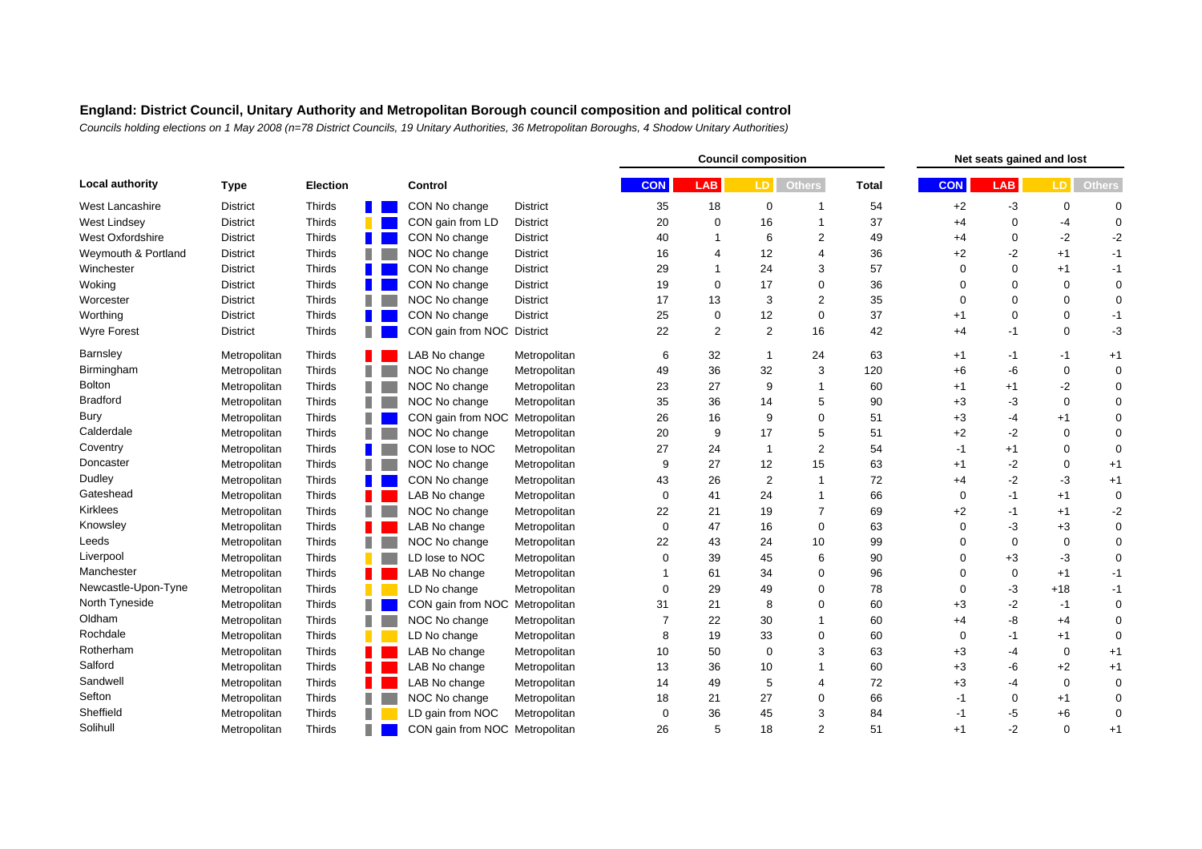**England: District Council, Unitary Authority and Metropolitan Borough council composition and political control**

*Councils holding elections on 1 May 2008 (n=78 District Councils, 19 Unitary Authorities, 36 Metropolitan Boroughs, 4 Shadow Unitary Authorities)*

| Local authority | Type | Election | Control | | Council composition | | | | | Net seats gained and lost | | | |
|---|---|---|---|---|---|---|---|---|---|---|---|---|---|
| | | | | | CON | LAB | LD | Others | Total | CON | LAB | LD | Others |
| West Lancashire | District | Thirds | CON No change | District | 35 | 18 | 0 | 1 | 54 | +2 | -3 | 0 | 0 |
| West Lindsey | District | Thirds | CON gain from LD | District | 20 | 0 | 16 | 1 | 37 | +4 | 0 | -4 | 0 |
| West Oxfordshire | District | Thirds | CON No change | District | 40 | 1 | 6 | 2 | 49 | +4 | 0 | -2 | -2 |
| Weymouth & Portland | District | Thirds | NOC No change | District | 16 | 4 | 12 | 4 | 36 | +2 | -2 | +1 | -1 |
| Winchester | District | Thirds | CON No change | District | 29 | 1 | 24 | 3 | 57 | 0 | 0 | +1 | -1 |
| Woking | District | Thirds | CON No change | District | 19 | 0 | 17 | 0 | 36 | 0 | 0 | 0 | 0 |
| Worcester | District | Thirds | NOC No change | District | 17 | 13 | 3 | 2 | 35 | 0 | 0 | 0 | 0 |
| Worthing | District | Thirds | CON No change | District | 25 | 0 | 12 | 0 | 37 | +1 | 0 | 0 | -1 |
| Wyre Forest | District | Thirds | CON gain from NOC | District | 22 | 2 | 2 | 16 | 42 | +4 | -1 | 0 | -3 |
| Barnsley | Metropolitan | Thirds | LAB No change | Metropolitan | 6 | 32 | 1 | 24 | 63 | +1 | -1 | -1 | +1 |
| Birmingham | Metropolitan | Thirds | NOC No change | Metropolitan | 49 | 36 | 32 | 3 | 120 | +6 | -6 | 0 | 0 |
| Bolton | Metropolitan | Thirds | NOC No change | Metropolitan | 23 | 27 | 9 | 1 | 60 | +1 | +1 | -2 | 0 |
| Bradford | Metropolitan | Thirds | NOC No change | Metropolitan | 35 | 36 | 14 | 5 | 90 | +3 | -3 | 0 | 0 |
| Bury | Metropolitan | Thirds | CON gain from NOC | Metropolitan | 26 | 16 | 9 | 0 | 51 | +3 | -4 | +1 | 0 |
| Calderdale | Metropolitan | Thirds | NOC No change | Metropolitan | 20 | 9 | 17 | 5 | 51 | +2 | -2 | 0 | 0 |
| Coventry | Metropolitan | Thirds | CON lose to NOC | Metropolitan | 27 | 24 | 1 | 2 | 54 | -1 | +1 | 0 | 0 |
| Doncaster | Metropolitan | Thirds | NOC No change | Metropolitan | 9 | 27 | 12 | 15 | 63 | +1 | -2 | 0 | +1 |
| Dudley | Metropolitan | Thirds | CON No change | Metropolitan | 43 | 26 | 2 | 1 | 72 | +4 | -2 | -3 | +1 |
| Gateshead | Metropolitan | Thirds | LAB No change | Metropolitan | 0 | 41 | 24 | 1 | 66 | 0 | -1 | +1 | 0 |
| Kirklees | Metropolitan | Thirds | NOC No change | Metropolitan | 22 | 21 | 19 | 7 | 69 | +2 | -1 | +1 | -2 |
| Knowsley | Metropolitan | Thirds | LAB No change | Metropolitan | 0 | 47 | 16 | 0 | 63 | 0 | -3 | +3 | 0 |
| Leeds | Metropolitan | Thirds | NOC No change | Metropolitan | 22 | 43 | 24 | 10 | 99 | 0 | 0 | 0 | 0 |
| Liverpool | Metropolitan | Thirds | LD lose to NOC | Metropolitan | 0 | 39 | 45 | 6 | 90 | 0 | +3 | -3 | 0 |
| Manchester | Metropolitan | Thirds | LAB No change | Metropolitan | 1 | 61 | 34 | 0 | 96 | 0 | 0 | +1 | -1 |
| Newcastle-Upon-Tyne | Metropolitan | Thirds | LD No change | Metropolitan | 0 | 29 | 49 | 0 | 78 | 0 | -3 | +18 | -1 |
| North Tyneside | Metropolitan | Thirds | CON gain from NOC | Metropolitan | 31 | 21 | 8 | 0 | 60 | +3 | -2 | -1 | 0 |
| Oldham | Metropolitan | Thirds | NOC No change | Metropolitan | 7 | 22 | 30 | 1 | 60 | +4 | -8 | +4 | 0 |
| Rochdale | Metropolitan | Thirds | LD No change | Metropolitan | 8 | 19 | 33 | 0 | 60 | 0 | -1 | +1 | 0 |
| Rotherham | Metropolitan | Thirds | LAB No change | Metropolitan | 10 | 50 | 0 | 3 | 63 | +3 | -4 | 0 | +1 |
| Salford | Metropolitan | Thirds | LAB No change | Metropolitan | 13 | 36 | 10 | 1 | 60 | +3 | -6 | +2 | +1 |
| Sandwell | Metropolitan | Thirds | LAB No change | Metropolitan | 14 | 49 | 5 | 4 | 72 | +3 | -4 | 0 | 0 |
| Sefton | Metropolitan | Thirds | NOC No change | Metropolitan | 18 | 21 | 27 | 0 | 66 | -1 | 0 | +1 | 0 |
| Sheffield | Metropolitan | Thirds | LD gain from NOC | Metropolitan | 0 | 36 | 45 | 3 | 84 | -1 | -5 | +6 | 0 |
| Solihull | Metropolitan | Thirds | CON gain from NOC | Metropolitan | 26 | 5 | 18 | 2 | 51 | +1 | -2 | 0 | +1 |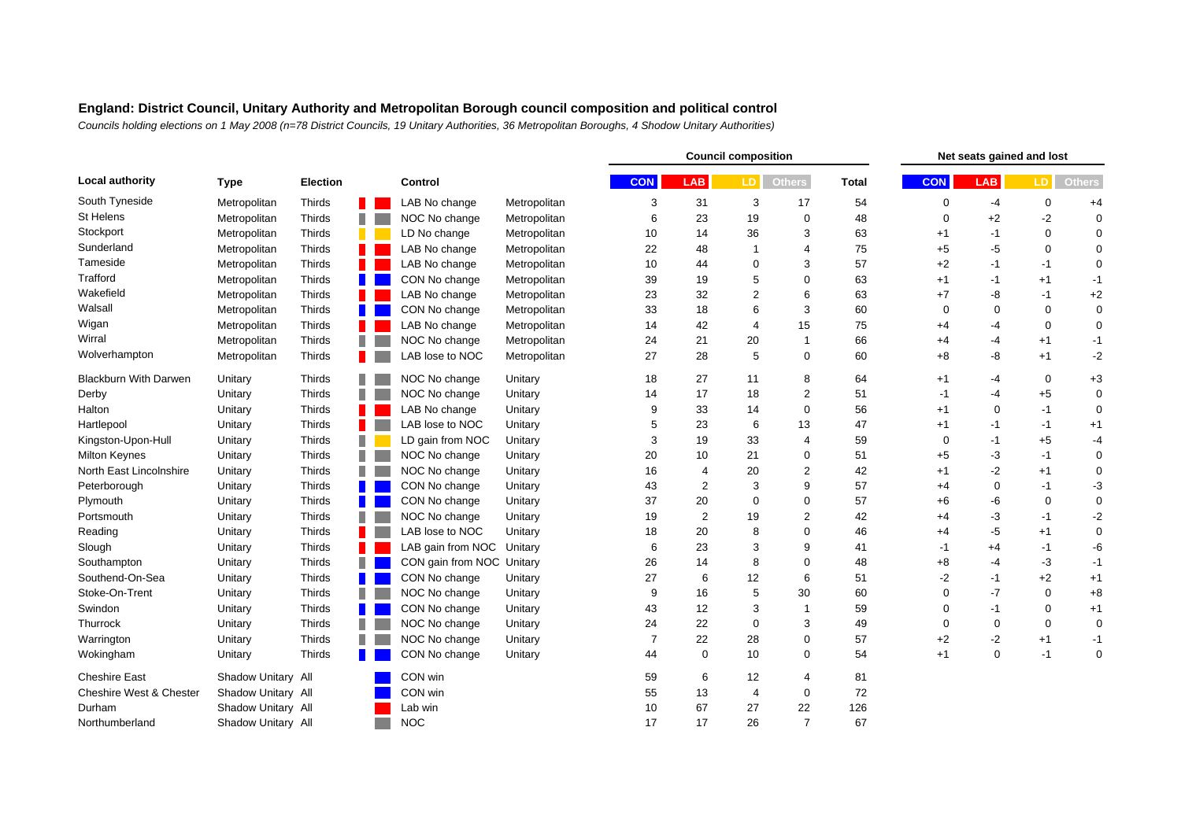### England: District Council, Unitary Authority and Metropolitan Borough council composition and political control

*Councils holding elections on 1 May 2008 (n=78 District Councils, 19 Unitary Authorities, 36 Metropolitan Boroughs, 4 Shadow Unitary Authorities)*

| Local authority | Type | Election | Control | | Council composition | | | | | Net seats gained and lost | | | |
|---|---|---|---|---|---|---|---|---|---|---|---|---|---|
| | | | | | CON | LAB | LD | Others | Total | CON | LAB | LD | Others |
| South Tyneside | Metropolitan | Thirds | LAB No change | Metropolitan | 3 | 31 | 3 | 17 | 54 | 0 | -4 | 0 | +4 |
| St Helens | Metropolitan | Thirds | NOC No change | Metropolitan | 6 | 23 | 19 | 0 | 48 | 0 | +2 | -2 | 0 |
| Stockport | Metropolitan | Thirds | LD No change | Metropolitan | 10 | 14 | 36 | 3 | 63 | +1 | -1 | 0 | 0 |
| Sunderland | Metropolitan | Thirds | LAB No change | Metropolitan | 22 | 48 | 1 | 4 | 75 | +5 | -5 | 0 | 0 |
| Tameside | Metropolitan | Thirds | LAB No change | Metropolitan | 10 | 44 | 0 | 3 | 57 | +2 | -1 | -1 | 0 |
| Trafford | Metropolitan | Thirds | CON No change | Metropolitan | 39 | 19 | 5 | 0 | 63 | +1 | -1 | +1 | -1 |
| Wakefield | Metropolitan | Thirds | LAB No change | Metropolitan | 23 | 32 | 2 | 6 | 63 | +7 | -8 | -1 | +2 |
| Walsall | Metropolitan | Thirds | CON No change | Metropolitan | 33 | 18 | 6 | 3 | 60 | 0 | 0 | 0 | 0 |
| Wigan | Metropolitan | Thirds | LAB No change | Metropolitan | 14 | 42 | 4 | 15 | 75 | +4 | -4 | 0 | 0 |
| Wirral | Metropolitan | Thirds | NOC No change | Metropolitan | 24 | 21 | 20 | 1 | 66 | +4 | -4 | +1 | -1 |
| Wolverhampton | Metropolitan | Thirds | LAB lose to NOC | Metropolitan | 27 | 28 | 5 | 0 | 60 | +8 | -8 | +1 | -2 |
| Blackburn With Darwen | Unitary | Thirds | NOC No change | Unitary | 18 | 27 | 11 | 8 | 64 | +1 | -4 | 0 | +3 |
| Derby | Unitary | Thirds | NOC No change | Unitary | 14 | 17 | 18 | 2 | 51 | -1 | -4 | +5 | 0 |
| Halton | Unitary | Thirds | LAB No change | Unitary | 9 | 33 | 14 | 0 | 56 | +1 | 0 | -1 | 0 |
| Hartlepool | Unitary | Thirds | LAB lose to NOC | Unitary | 5 | 23 | 6 | 13 | 47 | +1 | -1 | -1 | +1 |
| Kingston-Upon-Hull | Unitary | Thirds | LD gain from NOC | Unitary | 3 | 19 | 33 | 4 | 59 | 0 | -1 | +5 | -4 |
| Milton Keynes | Unitary | Thirds | NOC No change | Unitary | 20 | 10 | 21 | 0 | 51 | +5 | -3 | -1 | 0 |
| North East Lincolnshire | Unitary | Thirds | NOC No change | Unitary | 16 | 4 | 20 | 2 | 42 | +1 | -2 | +1 | 0 |
| Peterborough | Unitary | Thirds | CON No change | Unitary | 43 | 2 | 3 | 9 | 57 | +4 | 0 | -1 | -3 |
| Plymouth | Unitary | Thirds | CON No change | Unitary | 37 | 20 | 0 | 0 | 57 | +6 | -6 | 0 | 0 |
| Portsmouth | Unitary | Thirds | NOC No change | Unitary | 19 | 2 | 19 | 2 | 42 | +4 | -3 | -1 | -2 |
| Reading | Unitary | Thirds | LAB lose to NOC | Unitary | 18 | 20 | 8 | 0 | 46 | +4 | -5 | +1 | 0 |
| Slough | Unitary | Thirds | LAB gain from NOC | Unitary | 6 | 23 | 3 | 9 | 41 | -1 | +4 | -1 | -6 |
| Southampton | Unitary | Thirds | CON gain from NOC | Unitary | 26 | 14 | 8 | 0 | 48 | +8 | -4 | -3 | -1 |
| Southend-On-Sea | Unitary | Thirds | CON No change | Unitary | 27 | 6 | 12 | 6 | 51 | -2 | -1 | +2 | +1 |
| Stoke-On-Trent | Unitary | Thirds | NOC No change | Unitary | 9 | 16 | 5 | 30 | 60 | 0 | -7 | 0 | +8 |
| Swindon | Unitary | Thirds | CON No change | Unitary | 43 | 12 | 3 | 1 | 59 | 0 | -1 | 0 | +1 |
| Thurrock | Unitary | Thirds | NOC No change | Unitary | 24 | 22 | 0 | 3 | 49 | 0 | 0 | 0 | 0 |
| Warrington | Unitary | Thirds | NOC No change | Unitary | 7 | 22 | 28 | 0 | 57 | +2 | -2 | +1 | -1 |
| Wokingham | Unitary | Thirds | CON No change | Unitary | 44 | 0 | 10 | 0 | 54 | +1 | 0 | -1 | 0 |
| Cheshire East | Shadow Unitary | All | CON win | | 59 | 6 | 12 | 4 | 81 | | | | |
| Cheshire West & Chester | Shadow Unitary | All | CON win | | 55 | 13 | 4 | 0 | 72 | | | | |
| Durham | Shadow Unitary | All | Lab win | | 10 | 67 | 27 | 22 | 126 | | | | |
| Northumberland | Shadow Unitary | All | NOC | | 17 | 17 | 26 | 7 | 67 | | | | |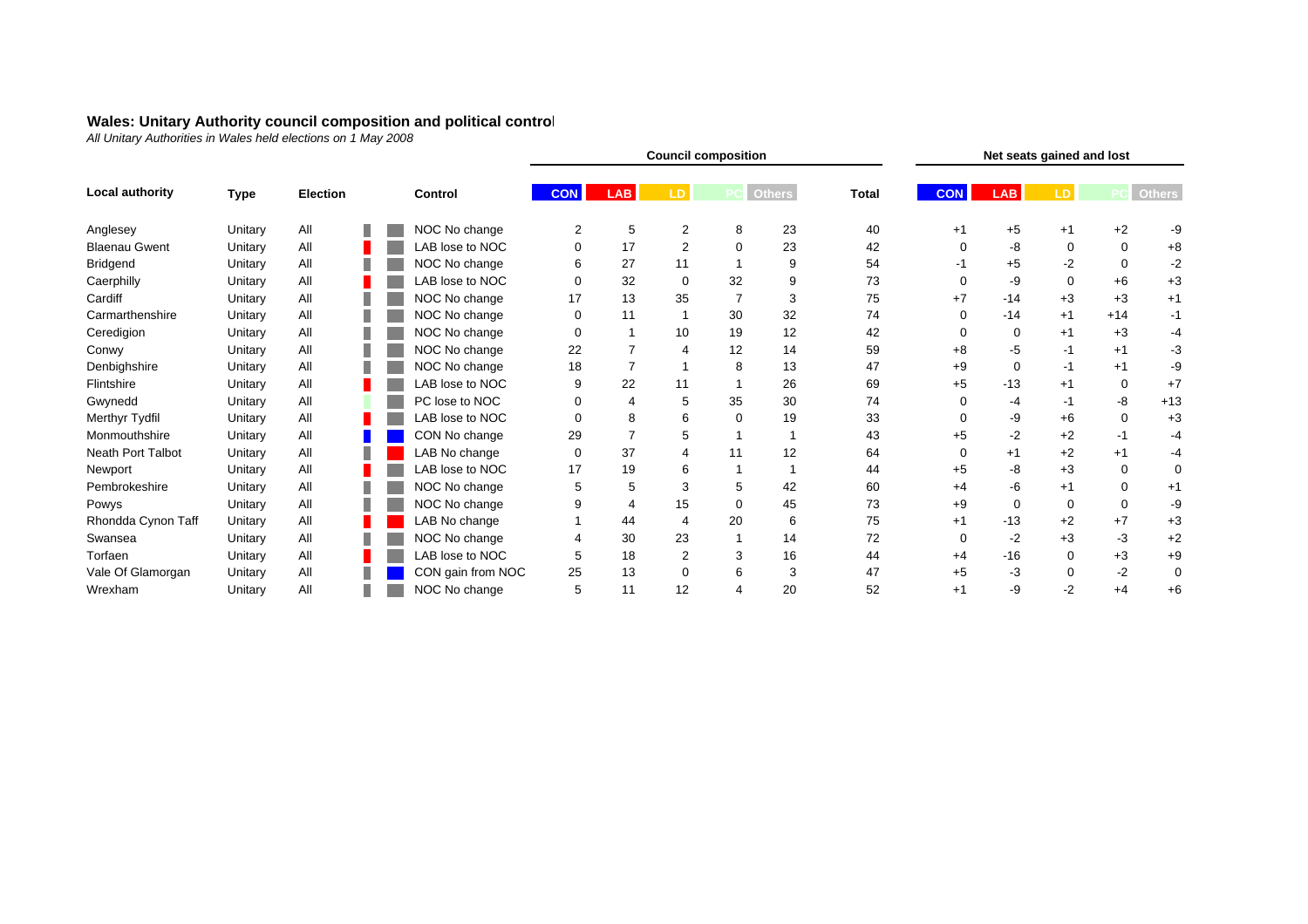**Wales: Unitary Authority council composition and political control**

*All Unitary Authorities in Wales held elections on 1 May 2008*

| Local authority | Type | Election | Control | Council composition | | | | | | Net seats gained and lost | | | | |
|---|---|---|---|---|---|---|---|---|---|---|---|---|---|---|
| | | | | CON | LAB | LD | PC | Others | Total | CON | LAB | LD | PC | Others |
| Anglesey | Unitary | All | NOC No change | 2 | 5 | 2 | 8 | 23 | 40 | +1 | +5 | +1 | +2 | -9 |
| Blaenau Gwent | Unitary | All | LAB lose to NOC | 0 | 17 | 2 | 0 | 23 | 42 | 0 | -8 | 0 | 0 | +8 |
| Bridgend | Unitary | All | NOC No change | 6 | 27 | 11 | 1 | 9 | 54 | -1 | +5 | -2 | 0 | -2 |
| Caerphilly | Unitary | All | LAB lose to NOC | 0 | 32 | 0 | 32 | 9 | 73 | 0 | -9 | 0 | +6 | +3 |
| Cardiff | Unitary | All | NOC No change | 17 | 13 | 35 | 7 | 3 | 75 | +7 | -14 | +3 | +3 | +1 |
| Carmarthenshire | Unitary | All | NOC No change | 0 | 11 | 1 | 30 | 32 | 74 | 0 | -14 | +1 | +14 | -1 |
| Ceredigion | Unitary | All | NOC No change | 0 | 1 | 10 | 19 | 12 | 42 | 0 | 0 | +1 | +3 | -4 |
| Conwy | Unitary | All | NOC No change | 22 | 7 | 4 | 12 | 14 | 59 | +8 | -5 | -1 | +1 | -3 |
| Denbighshire | Unitary | All | NOC No change | 18 | 7 | 1 | 8 | 13 | 47 | +9 | 0 | -1 | +1 | -9 |
| Flintshire | Unitary | All | LAB lose to NOC | 9 | 22 | 11 | 1 | 26 | 69 | +5 | -13 | +1 | 0 | +7 |
| Gwynedd | Unitary | All | PC lose to NOC | 0 | 4 | 5 | 35 | 30 | 74 | 0 | -4 | -1 | -8 | +13 |
| Merthyr Tydfil | Unitary | All | LAB lose to NOC | 0 | 8 | 6 | 0 | 19 | 33 | 0 | -9 | +6 | 0 | +3 |
| Monmouthshire | Unitary | All | CON No change | 29 | 7 | 5 | 1 | 1 | 43 | +5 | -2 | +2 | -1 | -4 |
| Neath Port Talbot | Unitary | All | LAB No change | 0 | 37 | 4 | 11 | 12 | 64 | 0 | +1 | +2 | +1 | -4 |
| Newport | Unitary | All | LAB lose to NOC | 17 | 19 | 6 | 1 | 1 | 44 | +5 | -8 | +3 | 0 | 0 |
| Pembrokeshire | Unitary | All | NOC No change | 5 | 5 | 3 | 5 | 42 | 60 | +4 | -6 | +1 | 0 | +1 |
| Powys | Unitary | All | NOC No change | 9 | 4 | 15 | 0 | 45 | 73 | +9 | 0 | 0 | 0 | -9 |
| Rhondda Cynon Taff | Unitary | All | LAB No change | 1 | 44 | 4 | 20 | 6 | 75 | +1 | -13 | +2 | +7 | +3 |
| Swansea | Unitary | All | NOC No change | 4 | 30 | 23 | 1 | 14 | 72 | 0 | -2 | +3 | -3 | +2 |
| Torfaen | Unitary | All | LAB lose to NOC | 5 | 18 | 2 | 3 | 16 | 44 | +4 | -16 | 0 | +3 | +9 |
| Vale Of Glamorgan | Unitary | All | CON gain from NOC | 25 | 13 | 0 | 6 | 3 | 47 | +5 | -3 | 0 | -2 | 0 |
| Wrexham | Unitary | All | NOC No change | 5 | 11 | 12 | 4 | 20 | 52 | +1 | -9 | -2 | +4 | +6 |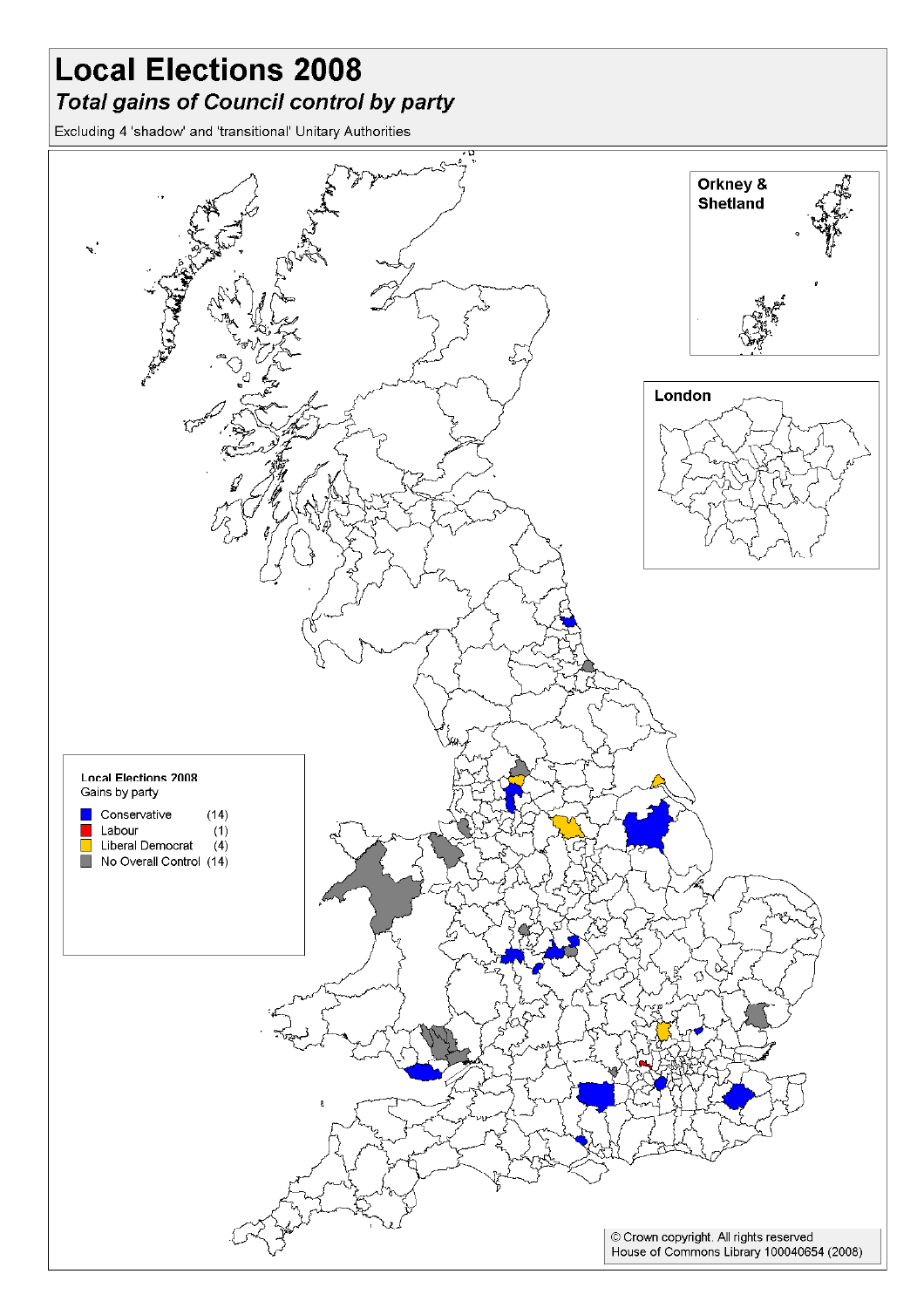# Local Elections 2008

## *Total gains of Council control by party*

Excluding 4 'shadow' and 'transitional' Unitary Authorities

Orkney & Shetland

London

**Local Elections 2008**
Gains by party

| Party | Gains |
| --- | --- |
| Conservative | (14) |
| Labour | (1) |
| Liberal Democrat | (4) |
| No Overall Control | (14) |

© Crown copyright. All rights reserved
House of Commons Library 100040654 (2008)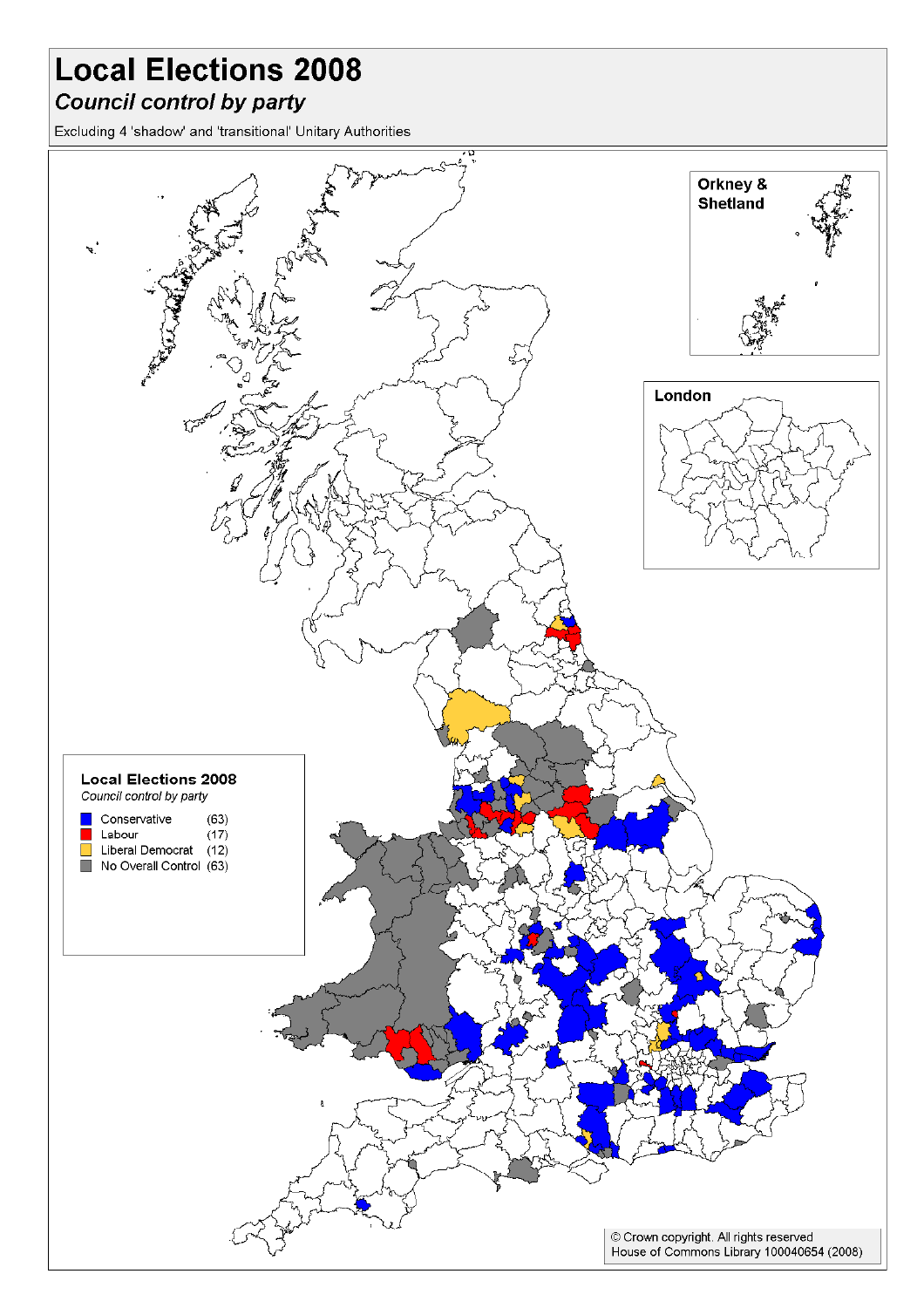# Local Elections 2008

*Council control by party*

Excluding 4 'shadow' and 'transitional' Unitary Authorities

Orkney & Shetland

London

**Local Elections 2008**

*Council control by party*

Conservative (63)
Labour (17)
Liberal Democrat (12)
No Overall Control (63)

© Crown copyright. All rights reserved
House of Commons Library 100040654 (2008)